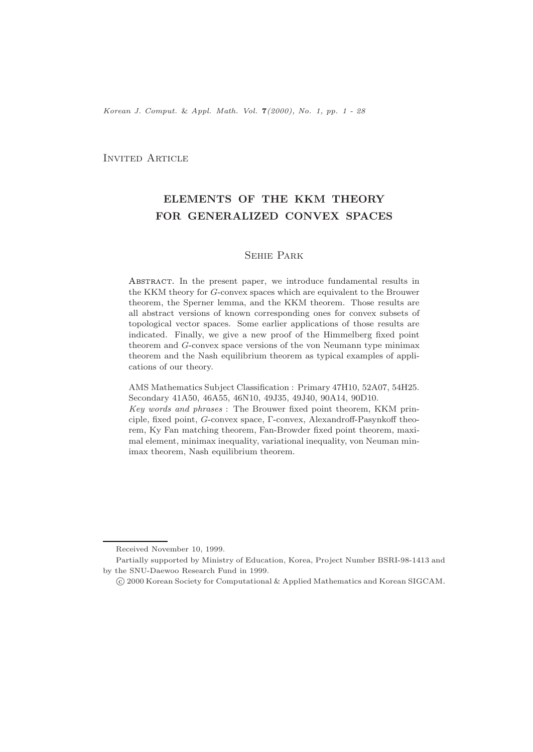Invited Article

# ELEMENTS OF THE KKM THEORY FOR GENERALIZED CONVEX SPACES

Sehie Park

Abstract. In the present paper, we introduce fundamental results in the KKM theory for $G$-convex spaces which are equivalent to the Brouwer theorem, the Sperner lemma, and the KKM theorem. Those results are all abstract versions of known corresponding ones for convex subsets of topological vector spaces. Some earlier applications of those results are indicated. Finally, we give a new proof of the Himmelberg fixed point theorem and $G$-convex space versions of the von Neumann type minimax theorem and the Nash equilibrium theorem as typical examples of applications of our theory.

AMS Mathematics Subject Classification : Primary 47H10, 52A07, 54H25. Secondary 41A50, 46A55, 46N10, 49J35, 49J40, 90A14, 90D10.

*Key words and phrases* : The Brouwer fixed point theorem, KKM principle, fixed point, $G$-convex space, $\Gamma$-convex, Alexandroff-Pasynkoff theorem, Ky Fan matching theorem, Fan-Browder fixed point theorem, maximal element, minimax inequality, variational inequality, von Neuman minimax theorem, Nash equilibrium theorem.

---

Received November 10, 1999.

Partially supported by Ministry of Education, Korea, Project Number BSRI-98-1413 and by the SNU-Daewoo Research Fund in 1999.

© 2000 Korean Society for Computational & Applied Mathematics and Korean SIGCAM.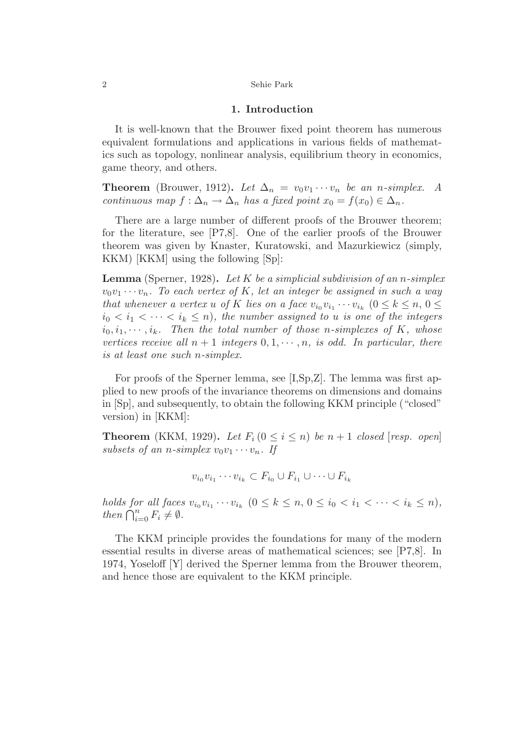## 1. Introduction

It is well-known that the Brouwer fixed point theorem has numerous equivalent formulations and applications in various fields of mathematics such as topology, nonlinear analysis, equilibrium theory in economics, game theory, and others.

**Theorem** (Brouwer, 1912). *Let $\Delta_n = v_0 v_1 \cdots v_n$ be an $n$-simplex. A continuous map $f : \Delta_n \to \Delta_n$ has a fixed point $x_0 = f(x_0) \in \Delta_n$.*

There are a large number of different proofs of the Brouwer theorem; for the literature, see [P7,8]. One of the earlier proofs of the Brouwer theorem was given by Knaster, Kuratowski, and Mazurkiewicz (simply, KKM) [KKM] using the following [Sp]:

**Lemma** (Sperner, 1928). *Let $K$ be a simplicial subdivision of an $n$-simplex $v_0 v_1 \cdots v_n$. To each vertex of $K$, let an integer be assigned in such a way that whenever a vertex $u$ of $K$ lies on a face $v_{i_0} v_{i_1} \cdots v_{i_k}$ ($0 \leq k \leq n$, $0 \leq i_0 < i_1 < \cdots < i_k \leq n$), the number assigned to $u$ is one of the integers $i_0, i_1, \cdots, i_k$. Then the total number of those $n$-simplexes of $K$, whose vertices receive all $n+1$ integers $0, 1, \cdots, n$, is odd. In particular, there is at least one such $n$-simplex.*

For proofs of the Sperner lemma, see [I,Sp,Z]. The lemma was first applied to new proofs of the invariance theorems on dimensions and domains in [Sp], and subsequently, to obtain the following KKM principle ("closed" version) in [KKM]:

**Theorem** (KKM, 1929). *Let $F_i$ $(0 \leq i \leq n)$ be $n+1$ closed [resp. open] subsets of an $n$-simplex $v_0 v_1 \cdots v_n$. If*

$$v_{i_0} v_{i_1} \cdots v_{i_k} \subset F_{i_0} \cup F_{i_1} \cup \cdots \cup F_{i_k}$$

*holds for all faces $v_{i_0} v_{i_1} \cdots v_{i_k}$ ($0 \leq k \leq n$, $0 \leq i_0 < i_1 < \cdots < i_k \leq n$), then $\bigcap_{i=0}^{n} F_i \neq \emptyset$.*

The KKM principle provides the foundations for many of the modern essential results in diverse areas of mathematical sciences; see [P7,8]. In 1974, Yoseloff [Y] derived the Sperner lemma from the Brouwer theorem, and hence those are equivalent to the KKM principle.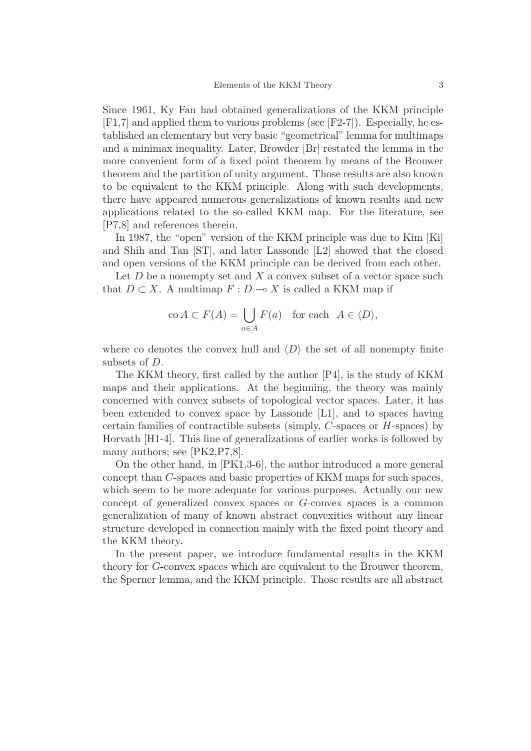Since 1961, Ky Fan had obtained generalizations of the KKM principle [F1,7] and applied them to various problems (see [F2-7]). Especially, he established an elementary but very basic "geometrical" lemma for multimaps and a minimax inequality. Later, Browder [Br] restated the lemma in the more convenient form of a fixed point theorem by means of the Brouwer theorem and the partition of unity argument. Those results are also known to be equivalent to the KKM principle. Along with such developments, there have appeared numerous generalizations of known results and new applications related to the so-called KKM map. For the literature, see [P7,8] and references therein.

In 1987, the "open" version of the KKM principle was due to Kim [Ki] and Shih and Tan [ST], and later Lassonde [L2] showed that the closed and open versions of the KKM principle can be derived from each other.

Let $D$ be a nonempty set and $X$ a convex subset of a vector space such that $D \subset X$. A multimap $F : D \multimap X$ is called a KKM map if

$$\operatorname{co} A \subset F(A) = \bigcup_{a \in A} F(a) \quad \text{for each} \quad A \in \langle D \rangle,$$

where co denotes the convex hull and $\langle D \rangle$ the set of all nonempty finite subsets of $D$.

The KKM theory, first called by the author [P4], is the study of KKM maps and their applications. At the beginning, the theory was mainly concerned with convex subsets of topological vector spaces. Later, it has been extended to convex space by Lassonde [L1], and to spaces having certain families of contractible subsets (simply, $C$-spaces or $H$-spaces) by Horvath [H1-4]. This line of generalizations of earlier works is followed by many authors; see [PK2,P7,8].

On the other hand, in [PK1,3-6], the author introduced a more general concept than $C$-spaces and basic properties of KKM maps for such spaces, which seem to be more adequate for various purposes. Actually our new concept of generalized convex spaces or $G$-convex spaces is a common generalization of many of known abstract convexities without any linear structure developed in connection mainly with the fixed point theory and the KKM theory.

In the present paper, we introduce fundamental results in the KKM theory for $G$-convex spaces which are equivalent to the Brouwer theorem, the Sperner lemma, and the KKM principle. Those results are all abstract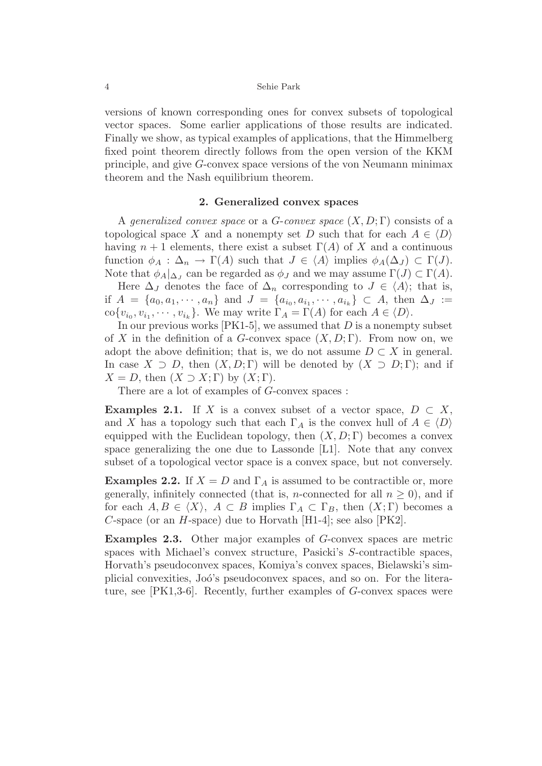versions of known corresponding ones for convex subsets of topological vector spaces. Some earlier applications of those results are indicated. Finally we show, as typical examples of applications, that the Himmelberg fixed point theorem directly follows from the open version of the KKM principle, and give $G$-convex space versions of the von Neumann minimax theorem and the Nash equilibrium theorem.

## 2. Generalized convex spaces

A *generalized convex space* or a *$G$-convex space* $(X, D; \Gamma)$ consists of a topological space $X$ and a nonempty set $D$ such that for each $A \in \langle D \rangle$ having $n+1$ elements, there exist a subset $\Gamma(A)$ of $X$ and a continuous function $\phi_A : \Delta_n \to \Gamma(A)$ such that $J \in \langle A \rangle$ implies $\phi_A(\Delta_J) \subset \Gamma(J)$. Note that $\phi_A|_{\Delta_J}$ can be regarded as $\phi_J$ and we may assume $\Gamma(J) \subset \Gamma(A)$.

Here $\Delta_J$ denotes the face of $\Delta_n$ corresponding to $J \in \langle A \rangle$; that is, if $A = \{a_0, a_1, \cdots, a_n\}$ and $J = \{a_{i_0}, a_{i_1}, \cdots, a_{i_k}\} \subset A$, then $\Delta_J := \text{co}\{v_{i_0}, v_{i_1}, \cdots, v_{i_k}\}$. We may write $\Gamma_A = \Gamma(A)$ for each $A \in \langle D \rangle$.

In our previous works [PK1-5], we assumed that $D$ is a nonempty subset of $X$ in the definition of a $G$-convex space $(X, D; \Gamma)$. From now on, we adopt the above definition; that is, we do not assume $D \subset X$ in general. In case $X \supset D$, then $(X, D; \Gamma)$ will be denoted by $(X \supset D; \Gamma)$; and if $X = D$, then $(X \supset X; \Gamma)$ by $(X; \Gamma)$.

There are a lot of examples of $G$-convex spaces :

**Examples 2.1.** If $X$ is a convex subset of a vector space, $D \subset X$, and $X$ has a topology such that each $\Gamma_A$ is the convex hull of $A \in \langle D \rangle$ equipped with the Euclidean topology, then $(X, D; \Gamma)$ becomes a convex space generalizing the one due to Lassonde [L1]. Note that any convex subset of a topological vector space is a convex space, but not conversely.

**Examples 2.2.** If $X = D$ and $\Gamma_A$ is assumed to be contractible or, more generally, infinitely connected (that is, $n$-connected for all $n \geq 0$), and if for each $A, B \in \langle X \rangle$, $A \subset B$ implies $\Gamma_A \subset \Gamma_B$, then $(X; \Gamma)$ becomes a $C$-space (or an $H$-space) due to Horvath [H1-4]; see also [PK2].

**Examples 2.3.** Other major examples of $G$-convex spaces are metric spaces with Michael's convex structure, Pasicki's $S$-contractible spaces, Horvath's pseudoconvex spaces, Komiya's convex spaces, Bielawski's simplicial convexities, Joó's pseudoconvex spaces, and so on. For the literature, see [PK1,3-6]. Recently, further examples of $G$-convex spaces were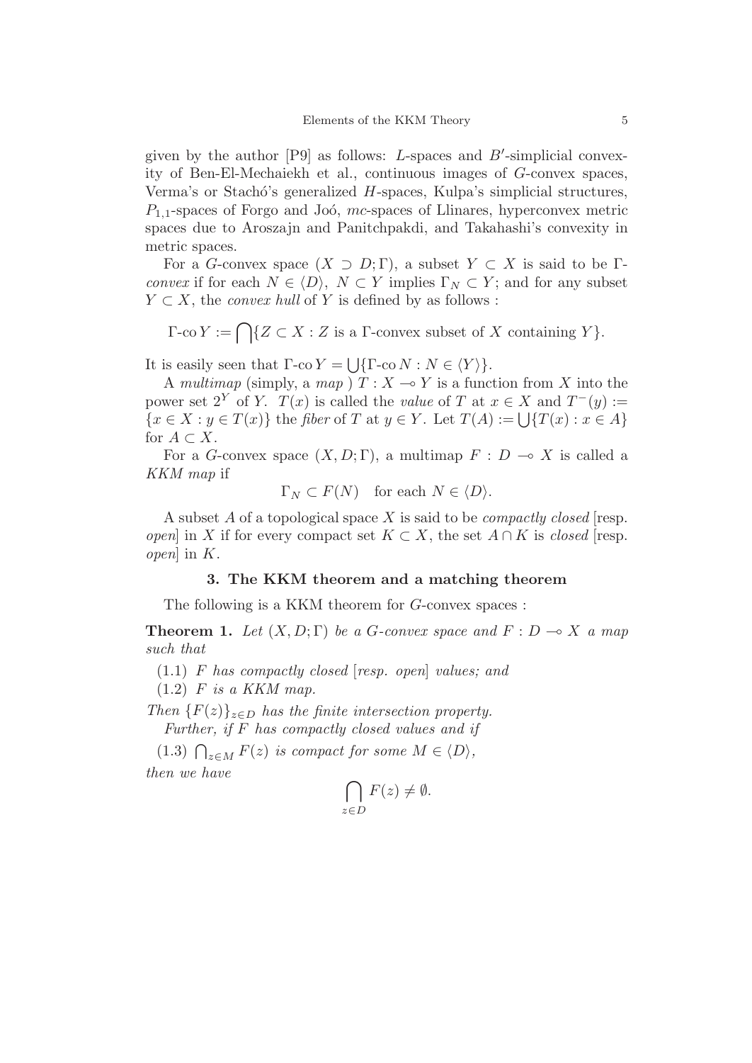given by the author [P9] as follows: $L$-spaces and $B'$-simplicial convexity of Ben-El-Mechaiekh et al., continuous images of $G$-convex spaces, Verma's or Stachó's generalized $H$-spaces, Kulpa's simplicial structures, $P_{1,1}$-spaces of Forgo and Joó, *mc*-spaces of Llinares, hyperconvex metric spaces due to Aroszajn and Panitchpakdi, and Takahashi's convexity in metric spaces.

For a $G$-convex space $(X \supset D; \Gamma)$, a subset $Y \subset X$ is said to be $\Gamma$-*convex* if for each $N \in \langle D \rangle$, $N \subset Y$ implies $\Gamma_N \subset Y$; and for any subset $Y \subset X$, the *convex hull* of $Y$ is defined by as follows :

$$\Gamma\text{-co}\, Y := \bigcap \{ Z \subset X : Z \text{ is a } \Gamma\text{-convex subset of } X \text{ containing } Y \}.$$

It is easily seen that $\Gamma\text{-co}\, Y = \bigcup \{ \Gamma\text{-co}\, N : N \in \langle Y \rangle \}$.

A *multimap* (simply, a *map* ) $T : X \multimap Y$ is a function from $X$ into the power set $2^Y$ of $Y$. $T(x)$ is called the *value* of $T$ at $x \in X$ and $T^-(y) := \{ x \in X : y \in T(x) \}$ the *fiber* of $T$ at $y \in Y$. Let $T(A) := \bigcup \{ T(x) : x \in A \}$ for $A \subset X$.

For a $G$-convex space $(X, D; \Gamma)$, a multimap $F : D \multimap X$ is called a *KKM map* if

$$\Gamma_N \subset F(N) \quad \text{for each } N \in \langle D \rangle.$$

A subset $A$ of a topological space $X$ is said to be *compactly closed* [resp. *open*] in $X$ if for every compact set $K \subset X$, the set $A \cap K$ is *closed* [resp. *open*] in $K$.

## 3. The KKM theorem and a matching theorem

The following is a KKM theorem for $G$-convex spaces :

**Theorem 1.** *Let $(X, D; \Gamma)$ be a $G$-convex space and $F : D \multimap X$ a map such that*

(1.1) *$F$ has compactly closed [resp. open] values; and*

(1.2) *$F$ is a KKM map.*

*Then $\{F(z)\}_{z \in D}$ has the finite intersection property.*

*Further, if $F$ has compactly closed values and if*

(1.3) *$\bigcap_{z \in M} F(z)$ is compact for some $M \in \langle D \rangle$,*

*then we have*

$$\bigcap_{z \in D} F(z) \neq \emptyset.$$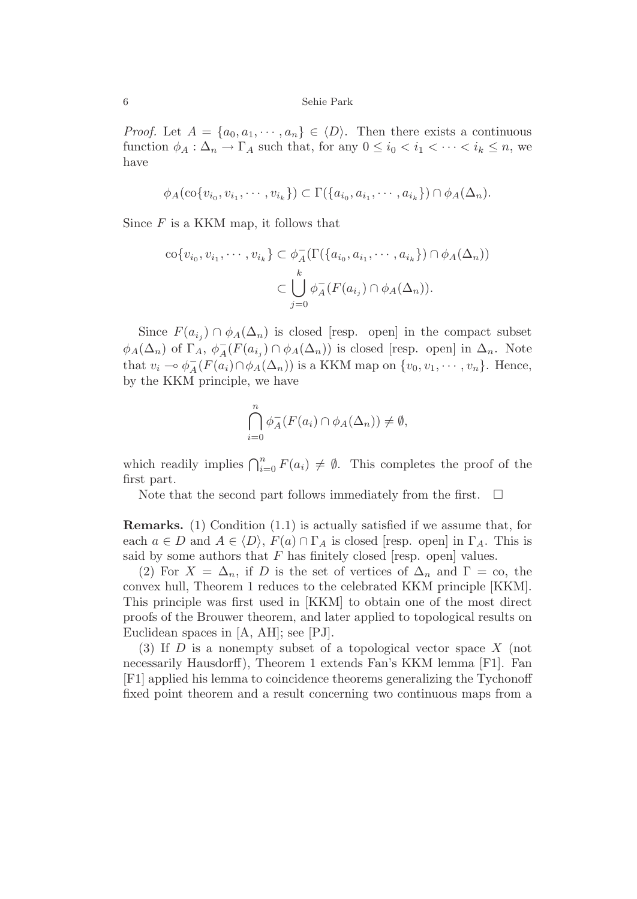*Proof.* Let $A = \{a_0, a_1, \cdots, a_n\} \in \langle D \rangle$. Then there exists a continuous function $\phi_A : \Delta_n \to \Gamma_A$ such that, for any $0 \leq i_0 < i_1 < \cdots < i_k \leq n$, we have

$$\phi_A(\mathrm{co}\{v_{i_0}, v_{i_1}, \cdots, v_{i_k}\}) \subset \Gamma(\{a_{i_0}, a_{i_1}, \cdots, a_{i_k}\}) \cap \phi_A(\Delta_n).$$

Since $F$ is a KKM map, it follows that

$$\begin{aligned}
\mathrm{co}\{v_{i_0}, v_{i_1}, \cdots, v_{i_k}\} &\subset \phi_A^-(\Gamma(\{a_{i_0}, a_{i_1}, \cdots, a_{i_k}\}) \cap \phi_A(\Delta_n)) \\
&\subset \bigcup_{j=0}^{k} \phi_A^-(F(a_{i_j}) \cap \phi_A(\Delta_n)).
\end{aligned}$$

Since $F(a_{i_j}) \cap \phi_A(\Delta_n)$ is closed [resp. open] in the compact subset $\phi_A(\Delta_n)$ of $\Gamma_A$, $\phi_A^-(F(a_{i_j}) \cap \phi_A(\Delta_n))$ is closed [resp. open] in $\Delta_n$. Note that $v_i \multimap \phi_A^-(F(a_i) \cap \phi_A(\Delta_n))$ is a KKM map on $\{v_0, v_1, \cdots, v_n\}$. Hence, by the KKM principle, we have

$$\bigcap_{i=0}^{n} \phi_A^-(F(a_i) \cap \phi_A(\Delta_n)) \neq \emptyset,$$

which readily implies $\bigcap_{i=0}^{n} F(a_i) \neq \emptyset$. This completes the proof of the first part.

Note that the second part follows immediately from the first. $\square$

**Remarks.** (1) Condition (1.1) is actually satisfied if we assume that, for each $a \in D$ and $A \in \langle D \rangle$, $F(a) \cap \Gamma_A$ is closed [resp. open] in $\Gamma_A$. This is said by some authors that $F$ has finitely closed [resp. open] values.

(2) For $X = \Delta_n$, if $D$ is the set of vertices of $\Delta_n$ and $\Gamma = \mathrm{co}$, the convex hull, Theorem 1 reduces to the celebrated KKM principle [KKM]. This principle was first used in [KKM] to obtain one of the most direct proofs of the Brouwer theorem, and later applied to topological results on Euclidean spaces in [A, AH]; see [PJ].

(3) If $D$ is a nonempty subset of a topological vector space $X$ (not necessarily Hausdorff), Theorem 1 extends Fan's KKM lemma [F1]. Fan [F1] applied his lemma to coincidence theorems generalizing the Tychonoff fixed point theorem and a result concerning two continuous maps from a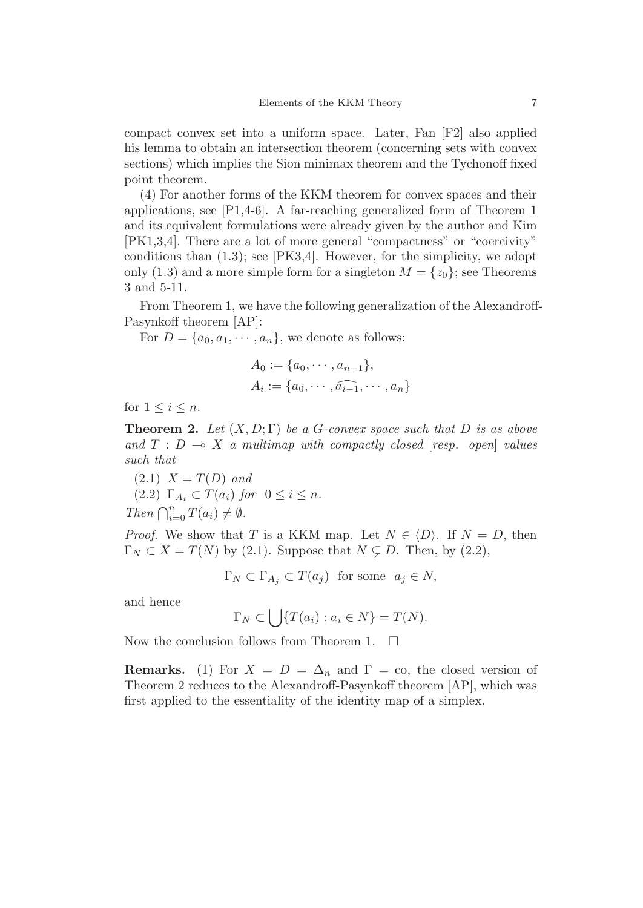compact convex set into a uniform space. Later, Fan [F2] also applied his lemma to obtain an intersection theorem (concerning sets with convex sections) which implies the Sion minimax theorem and the Tychonoff fixed point theorem.

(4) For another forms of the KKM theorem for convex spaces and their applications, see [P1,4-6]. A far-reaching generalized form of Theorem 1 and its equivalent formulations were already given by the author and Kim [PK1,3,4]. There are a lot of more general "compactness" or "coercivity" conditions than (1.3); see [PK3,4]. However, for the simplicity, we adopt only (1.3) and a more simple form for a singleton $M = \{z_0\}$; see Theorems 3 and 5-11.

From Theorem 1, we have the following generalization of the Alexandroff-Pasynkoff theorem [AP]:

For $D = \{a_0, a_1, \cdots, a_n\}$, we denote as follows:

$$A_0 := \{a_0, \cdots, a_{n-1}\},$$
$$A_i := \{a_0, \cdots, \widehat{a_{i-1}}, \cdots, a_n\}$$

for $1 \leq i \leq n$.

**Theorem 2.** *Let $(X, D; \Gamma)$ be a G-convex space such that $D$ is as above and $T : D \multimap X$ a multimap with compactly closed [resp. open] values such that*

(2.1) $X = T(D)$ *and*

(2.2) $\Gamma_{A_i} \subset T(a_i)$ *for* $0 \leq i \leq n$.

*Then* $\bigcap_{i=0}^{n} T(a_i) \neq \emptyset$.

*Proof.* We show that $T$ is a KKM map. Let $N \in \langle D \rangle$. If $N = D$, then $\Gamma_N \subset X = T(N)$ by (2.1). Suppose that $N \subsetneq D$. Then, by (2.2),

$$\Gamma_N \subset \Gamma_{A_j} \subset T(a_j) \quad \text{for some} \quad a_j \in N,$$

and hence

$$\Gamma_N \subset \bigcup \{T(a_i) : a_i \in N\} = T(N).$$

Now the conclusion follows from Theorem 1. $\square$

**Remarks.** (1) For $X = D = \Delta_n$ and $\Gamma = \text{co}$, the closed version of Theorem 2 reduces to the Alexandroff-Pasynkoff theorem [AP], which was first applied to the essentiality of the identity map of a simplex.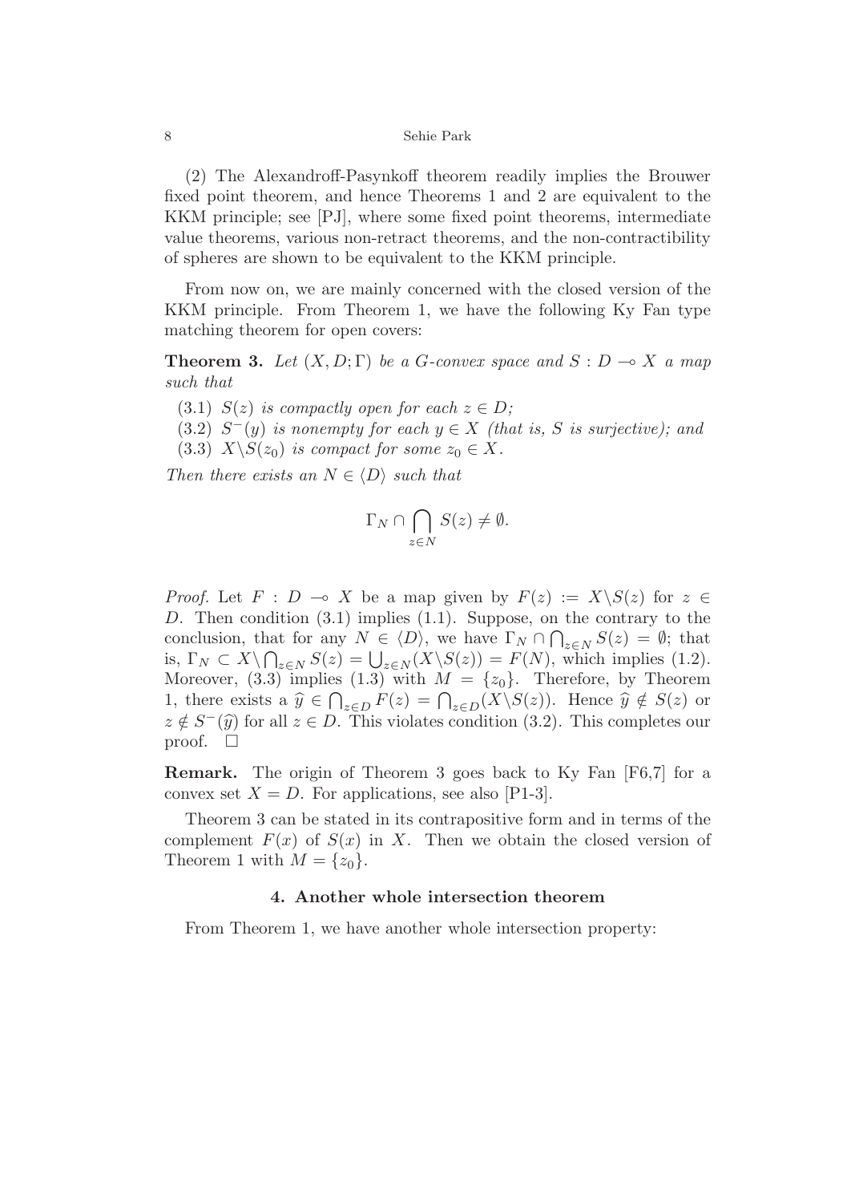(2) The Alexandroff-Pasynkoff theorem readily implies the Brouwer fixed point theorem, and hence Theorems 1 and 2 are equivalent to the KKM principle; see [PJ], where some fixed point theorems, intermediate value theorems, various non-retract theorems, and the non-contractibility of spheres are shown to be equivalent to the KKM principle.

From now on, we are mainly concerned with the closed version of the KKM principle. From Theorem 1, we have the following Ky Fan type matching theorem for open covers:

**Theorem 3.** *Let $(X, D; \Gamma)$ be a G-convex space and $S : D \multimap X$ a map such that*

(3.1) *$S(z)$ is compactly open for each $z \in D$;*

(3.2) *$S^{-}(y)$ is nonempty for each $y \in X$ (that is, $S$ is surjective); and*

(3.3) *$X \backslash S(z_0)$ is compact for some $z_0 \in X$.*

*Then there exists an $N \in \langle D \rangle$ such that*

$$\Gamma_N \cap \bigcap_{z \in N} S(z) \neq \emptyset.$$

*Proof.* Let $F : D \multimap X$ be a map given by $F(z) := X \backslash S(z)$ for $z \in D$. Then condition (3.1) implies (1.1). Suppose, on the contrary to the conclusion, that for any $N \in \langle D \rangle$, we have $\Gamma_N \cap \bigcap_{z \in N} S(z) = \emptyset$; that is, $\Gamma_N \subset X \backslash \bigcap_{z \in N} S(z) = \bigcup_{z \in N} (X \backslash S(z)) = F(N)$, which implies (1.2). Moreover, (3.3) implies (1.3) with $M = \{z_0\}$. Therefore, by Theorem 1, there exists a $\widehat{y} \in \bigcap_{z \in D} F(z) = \bigcap_{z \in D} (X \backslash S(z))$. Hence $\widehat{y} \notin S(z)$ or $z \notin S^{-}(\widehat{y})$ for all $z \in D$. This violates condition (3.2). This completes our proof. $\square$

**Remark.** The origin of Theorem 3 goes back to Ky Fan [F6,7] for a convex set $X = D$. For applications, see also [P1-3].

Theorem 3 can be stated in its contrapositive form and in terms of the complement $F(x)$ of $S(x)$ in $X$. Then we obtain the closed version of Theorem 1 with $M = \{z_0\}$.

## 4. Another whole intersection theorem

From Theorem 1, we have another whole intersection property: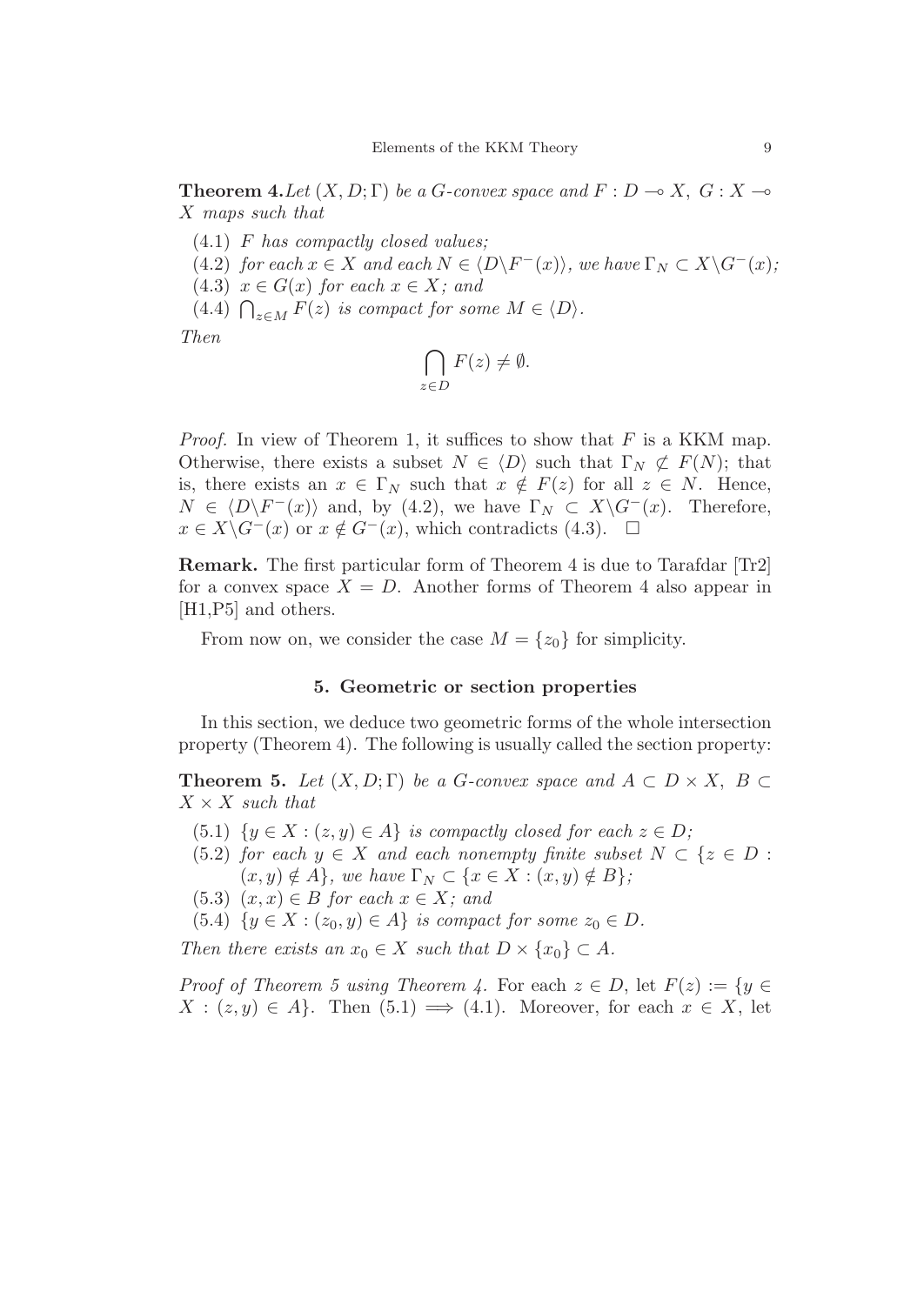**Theorem 4.** *Let $(X, D; \Gamma)$ be a G-convex space and $F : D \multimap X$, $G : X \multimap X$ maps such that*

(4.1) *$F$ has compactly closed values;*

(4.2) *for each $x \in X$ and each $N \in \langle D \backslash F^{-}(x) \rangle$, we have $\Gamma_N \subset X \backslash G^{-}(x)$;*

(4.3) *$x \in G(x)$ for each $x \in X$; and*

(4.4) *$\bigcap_{z \in M} F(z)$ is compact for some $M \in \langle D \rangle$.*

*Then*

$$\bigcap_{z \in D} F(z) \neq \emptyset.$$

*Proof.* In view of Theorem 1, it suffices to show that $F$ is a KKM map. Otherwise, there exists a subset $N \in \langle D \rangle$ such that $\Gamma_N \not\subset F(N)$; that is, there exists an $x \in \Gamma_N$ such that $x \notin F(z)$ for all $z \in N$. Hence, $N \in \langle D \backslash F^{-}(x) \rangle$ and, by (4.2), we have $\Gamma_N \subset X \backslash G^{-}(x)$. Therefore, $x \in X \backslash G^{-}(x)$ or $x \notin G^{-}(x)$, which contradicts (4.3). $\square$

**Remark.** The first particular form of Theorem 4 is due to Tarafdar [Tr2] for a convex space $X = D$. Another forms of Theorem 4 also appear in [H1,P5] and others.

From now on, we consider the case $M = \{z_0\}$ for simplicity.

## 5. Geometric or section properties

In this section, we deduce two geometric forms of the whole intersection property (Theorem 4). The following is usually called the section property:

**Theorem 5.** *Let $(X, D; \Gamma)$ be a G-convex space and $A \subset D \times X$, $B \subset X \times X$ such that*

(5.1) *$\{y \in X : (z, y) \in A\}$ is compactly closed for each $z \in D$;*

(5.2) *for each $y \in X$ and each nonempty finite subset $N \subset \{z \in D : (x, y) \notin A\}$, we have $\Gamma_N \subset \{x \in X : (x, y) \notin B\}$;*

(5.3) *$(x, x) \in B$ for each $x \in X$; and*

(5.4) *$\{y \in X : (z_0, y) \in A\}$ is compact for some $z_0 \in D$.*

*Then there exists an $x_0 \in X$ such that $D \times \{x_0\} \subset A$.*

*Proof of Theorem 5 using Theorem 4.* For each $z \in D$, let $F(z) := \{y \in X : (z, y) \in A\}$. Then (5.1) $\Longrightarrow$ (4.1). Moreover, for each $x \in X$, let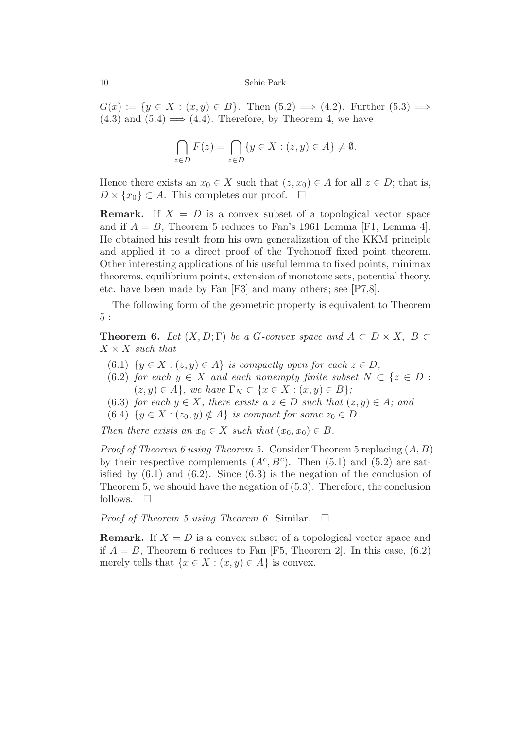$G(x) := \{y \in X : (x, y) \in B\}$. Then (5.2) $\Longrightarrow$ (4.2). Further (5.3) $\Longrightarrow$ (4.3) and (5.4) $\Longrightarrow$ (4.4). Therefore, by Theorem 4, we have

$$\bigcap_{z \in D} F(z) = \bigcap_{z \in D} \{y \in X : (z, y) \in A\} \neq \emptyset.$$

Hence there exists an $x_0 \in X$ such that $(z, x_0) \in A$ for all $z \in D$; that is, $D \times \{x_0\} \subset A$. This completes our proof. $\square$

**Remark.** If $X = D$ is a convex subset of a topological vector space and if $A = B$, Theorem 5 reduces to Fan's 1961 Lemma [F1, Lemma 4]. He obtained his result from his own generalization of the KKM principle and applied it to a direct proof of the Tychonoff fixed point theorem. Other interesting applications of his useful lemma to fixed points, minimax theorems, equilibrium points, extension of monotone sets, potential theory, etc. have been made by Fan [F3] and many others; see [P7,8].

The following form of the geometric property is equivalent to Theorem 5 :

**Theorem 6.** *Let $(X, D; \Gamma)$ be a G-convex space and $A \subset D \times X$, $B \subset X \times X$ such that*

(6.1) *$\{y \in X : (z, y) \in A\}$ is compactly open for each $z \in D$;*

(6.2) *for each $y \in X$ and each nonempty finite subset $N \subset \{z \in D : (z, y) \in A\}$, we have $\Gamma_N \subset \{x \in X : (x, y) \in B\}$;*

(6.3) *for each $y \in X$, there exists a $z \in D$ such that $(z, y) \in A$; and*

(6.4) *$\{y \in X : (z_0, y) \notin A\}$ is compact for some $z_0 \in D$.*

*Then there exists an $x_0 \in X$ such that $(x_0, x_0) \in B$.*

*Proof of Theorem 6 using Theorem 5.* Consider Theorem 5 replacing $(A, B)$ by their respective complements $(A^c, B^c)$. Then (5.1) and (5.2) are satisfied by (6.1) and (6.2). Since (6.3) is the negation of the conclusion of Theorem 5, we should have the negation of (5.3). Therefore, the conclusion follows. $\square$

*Proof of Theorem 5 using Theorem 6.* Similar. $\square$

**Remark.** If $X = D$ is a convex subset of a topological vector space and if $A = B$, Theorem 6 reduces to Fan [F5, Theorem 2]. In this case, (6.2) merely tells that $\{x \in X : (x, y) \in A\}$ is convex.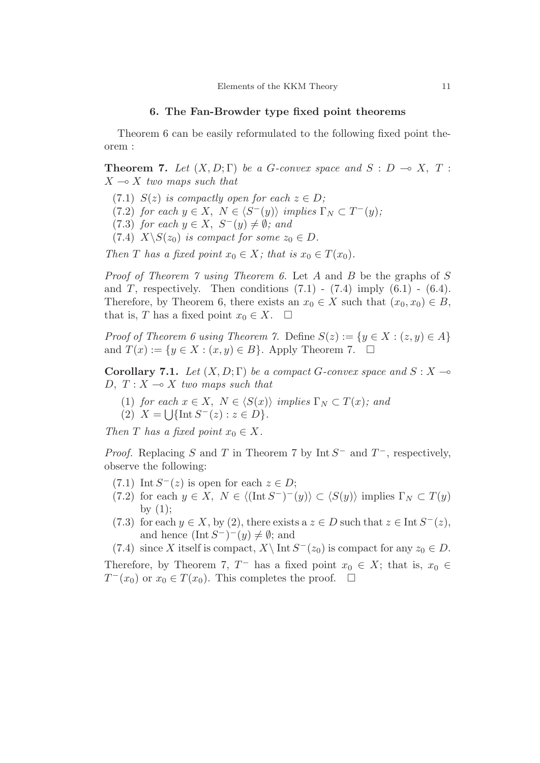## 6. The Fan-Browder type fixed point theorems

Theorem 6 can be easily reformulated to the following fixed point theorem :

**Theorem 7.** *Let $(X, D; \Gamma)$ be a $G$-convex space and $S : D \multimap X$, $T : X \multimap X$ two maps such that*

- (7.1) *$S(z)$ is compactly open for each $z \in D$;*
- (7.2) *for each $y \in X$, $N \in \langle S^-(y) \rangle$ implies $\Gamma_N \subset T^-(y)$;*
- (7.3) *for each $y \in X$, $S^-(y) \neq \emptyset$; and*
- (7.4) *$X \backslash S(z_0)$ is compact for some $z_0 \in D$.*

*Then $T$ has a fixed point $x_0 \in X$; that is $x_0 \in T(x_0)$.*

*Proof of Theorem 7 using Theorem 6.* Let $A$ and $B$ be the graphs of $S$ and $T$, respectively. Then conditions (7.1) - (7.4) imply (6.1) - (6.4). Therefore, by Theorem 6, there exists an $x_0 \in X$ such that $(x_0, x_0) \in B$, that is, $T$ has a fixed point $x_0 \in X$. $\square$

*Proof of Theorem 6 using Theorem 7.* Define $S(z) := \{y \in X : (z, y) \in A\}$ and $T(x) := \{y \in X : (x, y) \in B\}$. Apply Theorem 7. $\square$

**Corollary 7.1.** *Let $(X, D; \Gamma)$ be a compact $G$-convex space and $S : X \multimap D$, $T : X \multimap X$ two maps such that*

1. *for each $x \in X$, $N \in \langle S(x) \rangle$ implies $\Gamma_N \subset T(x)$; and*
2. *$X = \bigcup \{\operatorname{Int} S^-(z) : z \in D\}$.*

*Then $T$ has a fixed point $x_0 \in X$.*

*Proof.* Replacing $S$ and $T$ in Theorem 7 by $\operatorname{Int} S^-$ and $T^-$, respectively, observe the following:

- (7.1) $\operatorname{Int} S^-(z)$ is open for each $z \in D$;
- (7.2) for each $y \in X$, $N \in \langle (\operatorname{Int} S^-)^-(y) \rangle \subset \langle S(y) \rangle$ implies $\Gamma_N \subset T(y)$ by (1);
- (7.3) for each $y \in X$, by (2), there exists a $z \in D$ such that $z \in \operatorname{Int} S^-(z)$, and hence $(\operatorname{Int} S^-)^-(y) \neq \emptyset$; and
- (7.4) since $X$ itself is compact, $X \backslash \operatorname{Int} S^-(z_0)$ is compact for any $z_0 \in D$.

Therefore, by Theorem 7, $T^-$ has a fixed point $x_0 \in X$; that is, $x_0 \in T^-(x_0)$ or $x_0 \in T(x_0)$. This completes the proof. $\square$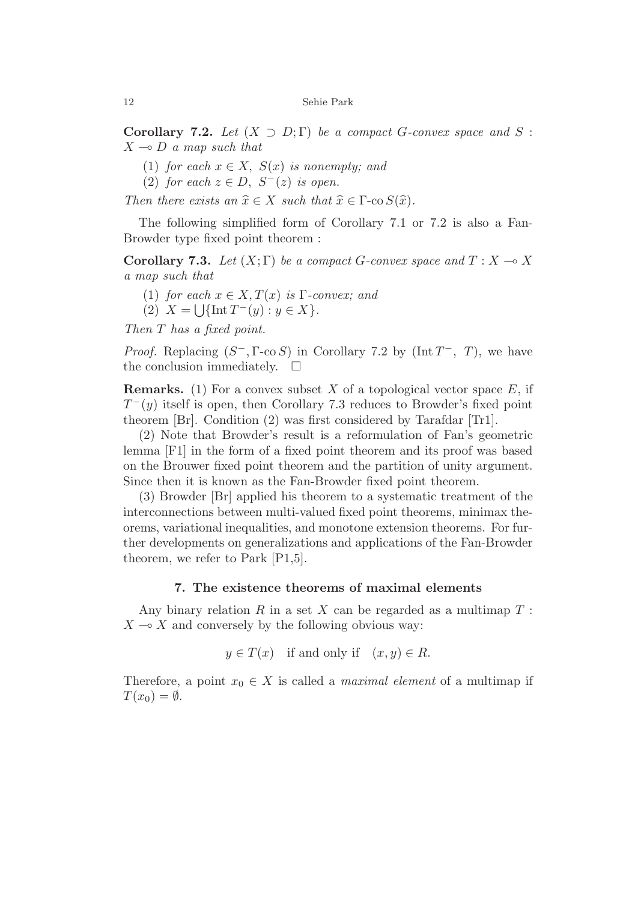**Corollary 7.2.** *Let $(X \supset D; \Gamma)$ be a compact G-convex space and $S : X \multimap D$ a map such that*

(1) *for each $x \in X$, $S(x)$ is nonempty; and*

(2) *for each $z \in D$, $S^{-}(z)$ is open.*

*Then there exists an $\widehat{x} \in X$ such that $\widehat{x} \in \Gamma\text{-co}\, S(\widehat{x})$.*

The following simplified form of Corollary 7.1 or 7.2 is also a Fan-Browder type fixed point theorem :

**Corollary 7.3.** *Let $(X; \Gamma)$ be a compact G-convex space and $T : X \multimap X$ a map such that*

(1) *for each $x \in X, T(x)$ is $\Gamma$-convex; and*

(2) $X = \bigcup\{\operatorname{Int} T^{-}(y) : y \in X\}$.

*Then $T$ has a fixed point.*

*Proof.* Replacing $(S^{-}, \Gamma\text{-co}\, S)$ in Corollary 7.2 by $(\operatorname{Int} T^{-},\ T)$, we have the conclusion immediately. $\square$

**Remarks.** (1) For a convex subset $X$ of a topological vector space $E$, if $T^{-}(y)$ itself is open, then Corollary 7.3 reduces to Browder's fixed point theorem [Br]. Condition (2) was first considered by Tarafdar [Tr1].

(2) Note that Browder's result is a reformulation of Fan's geometric lemma [F1] in the form of a fixed point theorem and its proof was based on the Brouwer fixed point theorem and the partition of unity argument. Since then it is known as the Fan-Browder fixed point theorem.

(3) Browder [Br] applied his theorem to a systematic treatment of the interconnections between multi-valued fixed point theorems, minimax theorems, variational inequalities, and monotone extension theorems. For further developments on generalizations and applications of the Fan-Browder theorem, we refer to Park [P1,5].

## 7. The existence theorems of maximal elements

Any binary relation $R$ in a set $X$ can be regarded as a multimap $T : X \multimap X$ and conversely by the following obvious way:

$$y \in T(x) \quad \text{if and only if} \quad (x, y) \in R.$$

Therefore, a point $x_0 \in X$ is called a *maximal element* of a multimap if $T(x_0) = \emptyset$.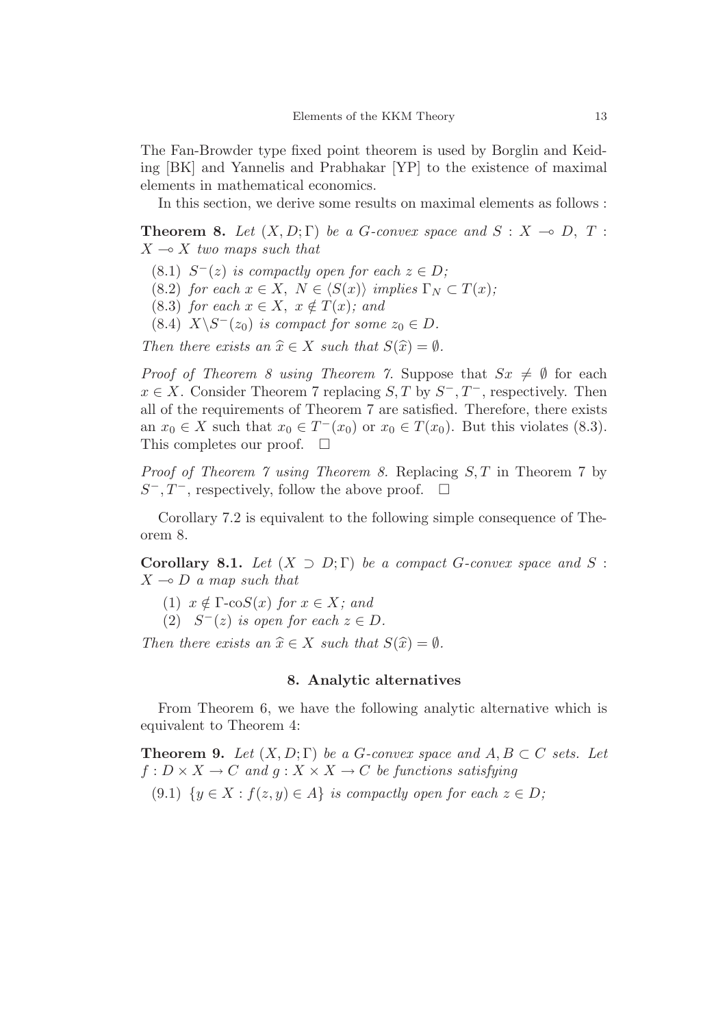The Fan-Browder type fixed point theorem is used by Borglin and Keiding [BK] and Yannelis and Prabhakar [YP] to the existence of maximal elements in mathematical economics.

In this section, we derive some results on maximal elements as follows :

**Theorem 8.** *Let $(X, D; \Gamma)$ be a G-convex space and $S : X \multimap D$, $T : X \multimap X$ two maps such that*

(8.1) *$S^{-}(z)$ is compactly open for each $z \in D$;*

(8.2) *for each $x \in X$, $N \in \langle S(x) \rangle$ implies $\Gamma_N \subset T(x)$;*

(8.3) *for each $x \in X$, $x \notin T(x)$; and*

(8.4) *$X \backslash S^{-}(z_0)$ is compact for some $z_0 \in D$.*

*Then there exists an $\widehat{x} \in X$ such that $S(\widehat{x}) = \emptyset$.*

*Proof of Theorem 8 using Theorem 7.* Suppose that $Sx \neq \emptyset$ for each $x \in X$. Consider Theorem 7 replacing $S, T$ by $S^{-}, T^{-}$, respectively. Then all of the requirements of Theorem 7 are satisfied. Therefore, there exists an $x_0 \in X$ such that $x_0 \in T^{-}(x_0)$ or $x_0 \in T(x_0)$. But this violates (8.3). This completes our proof. $\square$

*Proof of Theorem 7 using Theorem 8.* Replacing $S, T$ in Theorem 7 by $S^{-}, T^{-}$, respectively, follow the above proof. $\square$

Corollary 7.2 is equivalent to the following simple consequence of Theorem 8.

**Corollary 8.1.** *Let $(X \supset D; \Gamma)$ be a compact G-convex space and $S : X \multimap D$ a map such that*

(1) *$x \notin \Gamma\text{-co}S(x)$ for $x \in X$; and*

(2) *$S^{-}(z)$ is open for each $z \in D$.*

*Then there exists an $\widehat{x} \in X$ such that $S(\widehat{x}) = \emptyset$.*

## 8. Analytic alternatives

From Theorem 6, we have the following analytic alternative which is equivalent to Theorem 4:

**Theorem 9.** *Let $(X, D; \Gamma)$ be a G-convex space and $A, B \subset C$ sets. Let $f : D \times X \to C$ and $g : X \times X \to C$ be functions satisfying*

(9.1) *$\{y \in X : f(z, y) \in A\}$ is compactly open for each $z \in D$;*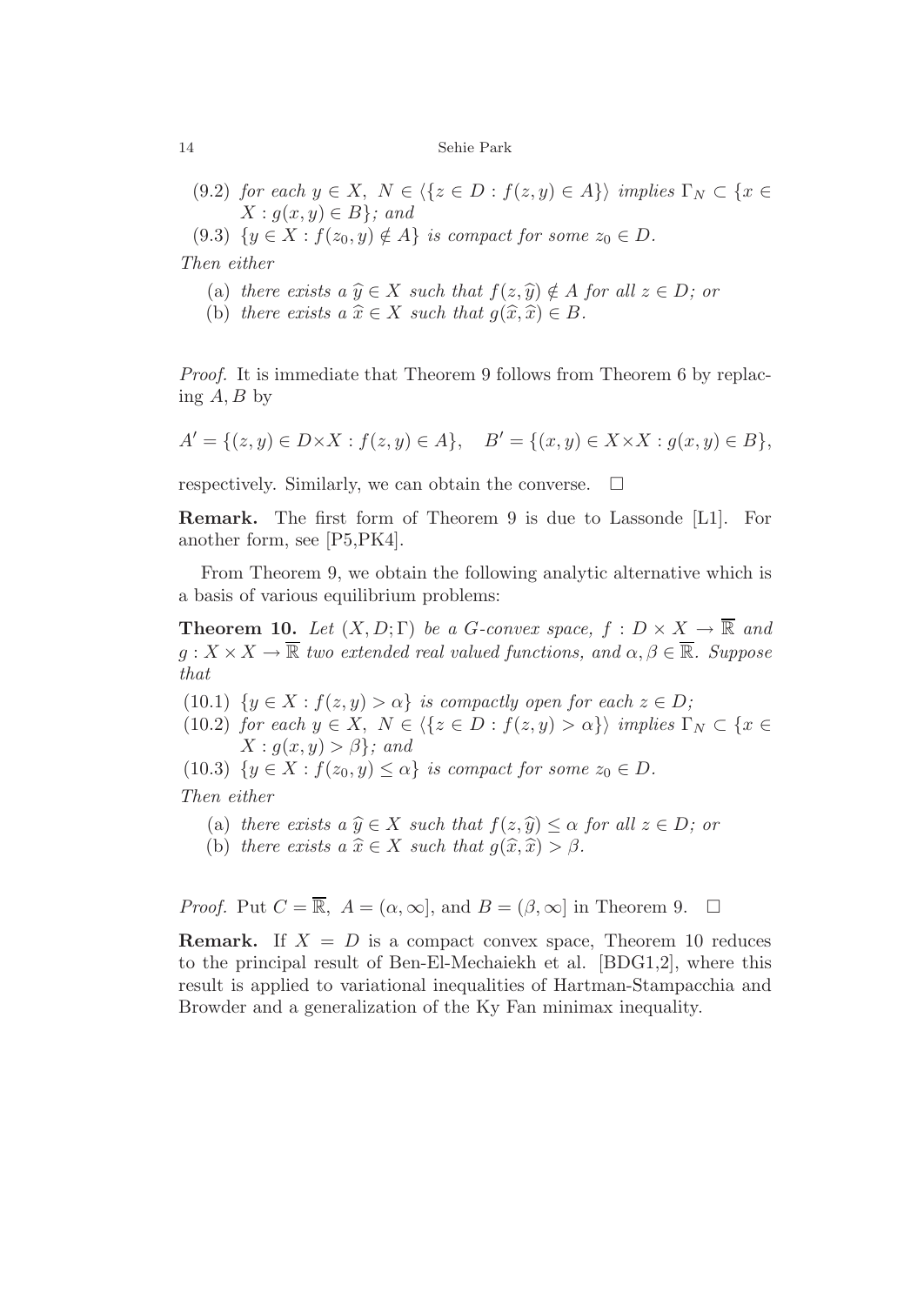(9.2) *for each* $y \in X$, $N \in \langle \{z \in D : f(z,y) \in A\} \rangle$ *implies* $\Gamma_N \subset \{x \in X : g(x,y) \in B\}$*; and*

(9.3) $\{y \in X : f(z_0, y) \notin A\}$ *is compact for some* $z_0 \in D$.

*Then either*

(a) *there exists a* $\widehat{y} \in X$ *such that* $f(z, \widehat{y}) \notin A$ *for all* $z \in D$*; or*

(b) *there exists a* $\widehat{x} \in X$ *such that* $g(\widehat{x}, \widehat{x}) \in B$.

*Proof.* It is immediate that Theorem 9 follows from Theorem 6 by replacing $A, B$ by

$$A' = \{(z,y) \in D \times X : f(z,y) \in A\}, \quad B' = \{(x,y) \in X \times X : g(x,y) \in B\},$$

respectively. Similarly, we can obtain the converse. $\square$

**Remark.** The first form of Theorem 9 is due to Lassonde [L1]. For another form, see [P5,PK4].

From Theorem 9, we obtain the following analytic alternative which is a basis of various equilibrium problems:

**Theorem 10.** *Let* $(X, D; \Gamma)$ *be a G-convex space,* $f : D \times X \to \overline{\mathbb{R}}$ *and* $g : X \times X \to \overline{\mathbb{R}}$ *two extended real valued functions, and* $\alpha, \beta \in \overline{\mathbb{R}}$. *Suppose that*

(10.1) $\{y \in X : f(z,y) > \alpha\}$ *is compactly open for each* $z \in D$*;*

(10.2) *for each* $y \in X$, $N \in \langle \{z \in D : f(z,y) > \alpha\} \rangle$ *implies* $\Gamma_N \subset \{x \in X : g(x,y) > \beta\}$*; and*

(10.3) $\{y \in X : f(z_0, y) \leq \alpha\}$ *is compact for some* $z_0 \in D$.

*Then either*

(a) *there exists a* $\widehat{y} \in X$ *such that* $f(z, \widehat{y}) \leq \alpha$ *for all* $z \in D$*; or*

(b) *there exists a* $\widehat{x} \in X$ *such that* $g(\widehat{x}, \widehat{x}) > \beta$.

*Proof.* Put $C = \overline{\mathbb{R}}$, $A = (\alpha, \infty]$, and $B = (\beta, \infty]$ in Theorem 9. $\square$

**Remark.** If $X = D$ is a compact convex space, Theorem 10 reduces to the principal result of Ben-El-Mechaiekh et al. [BDG1,2], where this result is applied to variational inequalities of Hartman-Stampacchia and Browder and a generalization of the Ky Fan minimax inequality.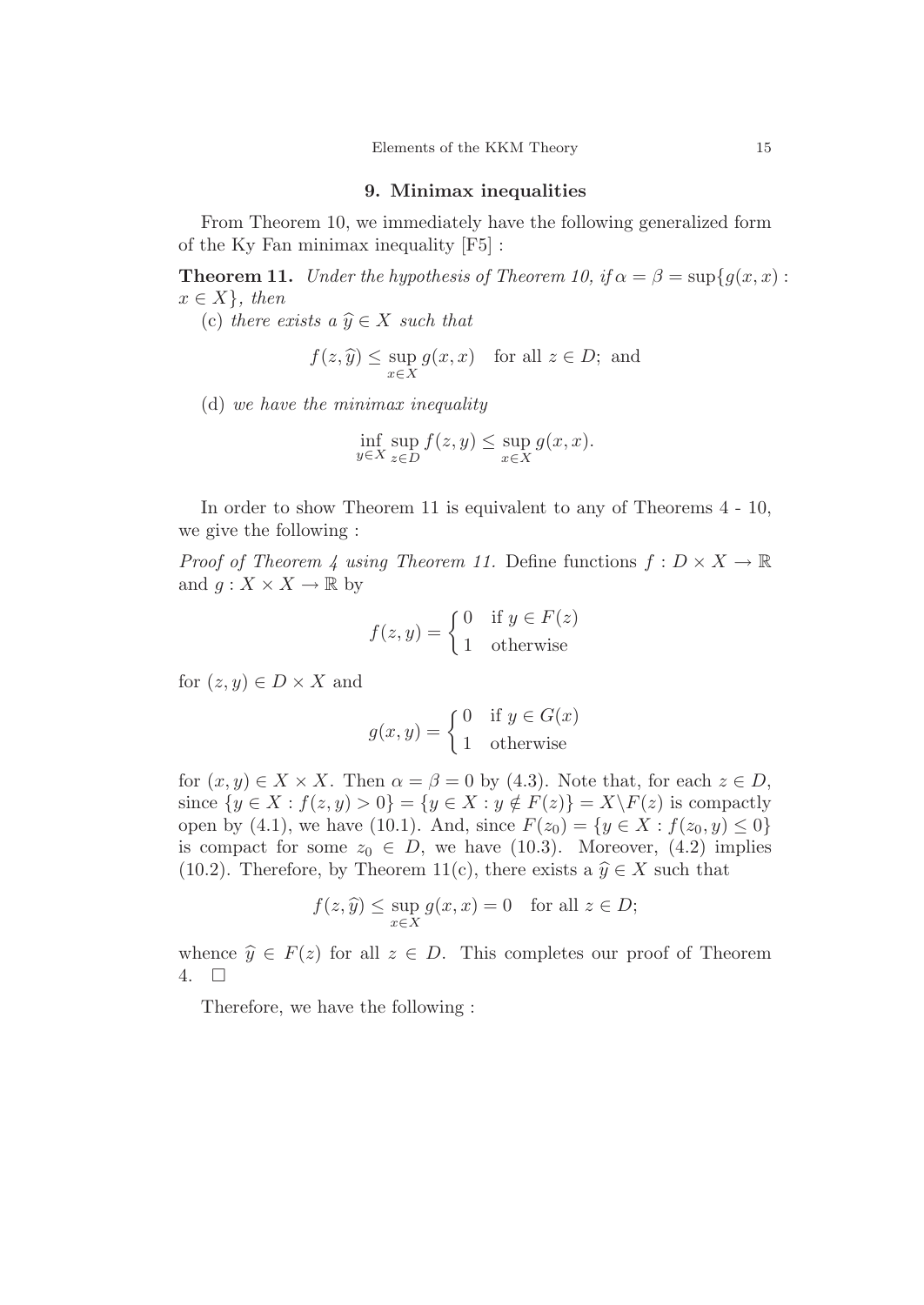## 9. Minimax inequalities

From Theorem 10, we immediately have the following generalized form of the Ky Fan minimax inequality [F5] :

**Theorem 11.** *Under the hypothesis of Theorem 10, if $\alpha = \beta = \sup\{g(x,x) : x \in X\}$, then*

(c) *there exists a $\widehat{y} \in X$ such that*

$$f(z, \widehat{y}) \leq \sup_{x \in X} g(x,x) \quad \text{for all } z \in D; \text{ and}$$

(d) *we have the minimax inequality*

$$\inf_{y \in X} \sup_{z \in D} f(z,y) \leq \sup_{x \in X} g(x,x).$$

In order to show Theorem 11 is equivalent to any of Theorems 4 - 10, we give the following :

*Proof of Theorem 4 using Theorem 11.* Define functions $f : D \times X \to \mathbb{R}$ and $g : X \times X \to \mathbb{R}$ by

$$f(z,y) = \begin{cases} 0 & \text{if } y \in F(z) \\ 1 & \text{otherwise} \end{cases}$$

for $(z,y) \in D \times X$ and

$$g(x,y) = \begin{cases} 0 & \text{if } y \in G(x) \\ 1 & \text{otherwise} \end{cases}$$

for $(x,y) \in X \times X$. Then $\alpha = \beta = 0$ by (4.3). Note that, for each $z \in D$, since $\{y \in X : f(z,y) > 0\} = \{y \in X : y \notin F(z)\} = X \backslash F(z)$ is compactly open by (4.1), we have (10.1). And, since $F(z_0) = \{y \in X : f(z_0, y) \leq 0\}$ is compact for some $z_0 \in D$, we have (10.3). Moreover, (4.2) implies (10.2). Therefore, by Theorem 11(c), there exists a $\widehat{y} \in X$ such that

$$f(z, \widehat{y}) \leq \sup_{x \in X} g(x,x) = 0 \quad \text{for all } z \in D;$$

whence $\widehat{y} \in F(z)$ for all $z \in D$. This completes our proof of Theorem 4. $\square$

Therefore, we have the following :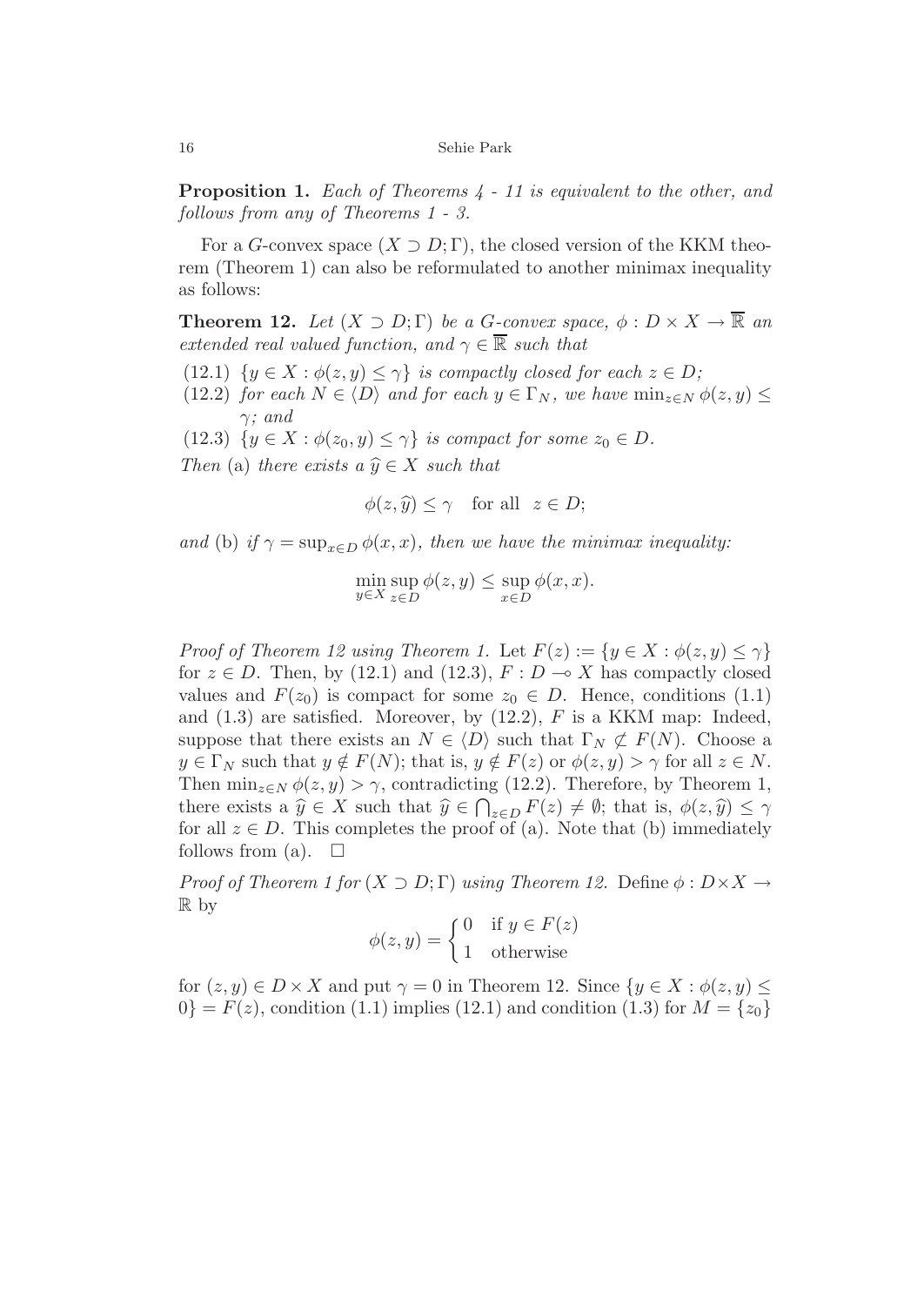**Proposition 1.** *Each of Theorems 4 - 11 is equivalent to the other, and follows from any of Theorems 1 - 3.*

For a $G$-convex space $(X \supset D; \Gamma)$, the closed version of the KKM theorem (Theorem 1) can also be reformulated to another minimax inequality as follows:

**Theorem 12.** *Let $(X \supset D; \Gamma)$ be a $G$-convex space, $\phi : D \times X \to \overline{\mathbb{R}}$ an extended real valued function, and $\gamma \in \overline{\mathbb{R}}$ such that*

(12.1) *$\{y \in X : \phi(z, y) \leq \gamma\}$ is compactly closed for each $z \in D$;*

(12.2) *for each $N \in \langle D \rangle$ and for each $y \in \Gamma_N$, we have $\min_{z \in N} \phi(z, y) \leq \gamma$; and*

(12.3) *$\{y \in X : \phi(z_0, y) \leq \gamma\}$ is compact for some $z_0 \in D$.*

*Then* (a) *there exists a $\widehat{y} \in X$ such that*

$$\phi(z, \widehat{y}) \leq \gamma \quad \text{for all} \quad z \in D;$$

*and* (b) *if $\gamma = \sup_{x \in D} \phi(x, x)$, then we have the minimax inequality:*

$$\min_{y \in X} \sup_{z \in D} \phi(z, y) \leq \sup_{x \in D} \phi(x, x).$$

*Proof of Theorem 12 using Theorem 1.* Let $F(z) := \{y \in X : \phi(z, y) \leq \gamma\}$ for $z \in D$. Then, by (12.1) and (12.3), $F : D \multimap X$ has compactly closed values and $F(z_0)$ is compact for some $z_0 \in D$. Hence, conditions (1.1) and (1.3) are satisfied. Moreover, by (12.2), $F$ is a KKM map: Indeed, suppose that there exists an $N \in \langle D \rangle$ such that $\Gamma_N \not\subset F(N)$. Choose a $y \in \Gamma_N$ such that $y \notin F(N)$; that is, $y \notin F(z)$ or $\phi(z, y) > \gamma$ for all $z \in N$. Then $\min_{z \in N} \phi(z, y) > \gamma$, contradicting (12.2). Therefore, by Theorem 1, there exists a $\widehat{y} \in X$ such that $\widehat{y} \in \bigcap_{z \in D} F(z) \neq \emptyset$; that is, $\phi(z, \widehat{y}) \leq \gamma$ for all $z \in D$. This completes the proof of (a). Note that (b) immediately follows from (a). $\square$

*Proof of Theorem 1 for $(X \supset D; \Gamma)$ using Theorem 12.* Define $\phi : D \times X \to \mathbb{R}$ by

$$\phi(z, y) = \begin{cases} 0 & \text{if } y \in F(z) \\ 1 & \text{otherwise} \end{cases}$$

for $(z, y) \in D \times X$ and put $\gamma = 0$ in Theorem 12. Since $\{y \in X : \phi(z, y) \leq 0\} = F(z)$, condition (1.1) implies (12.1) and condition (1.3) for $M = \{z_0\}$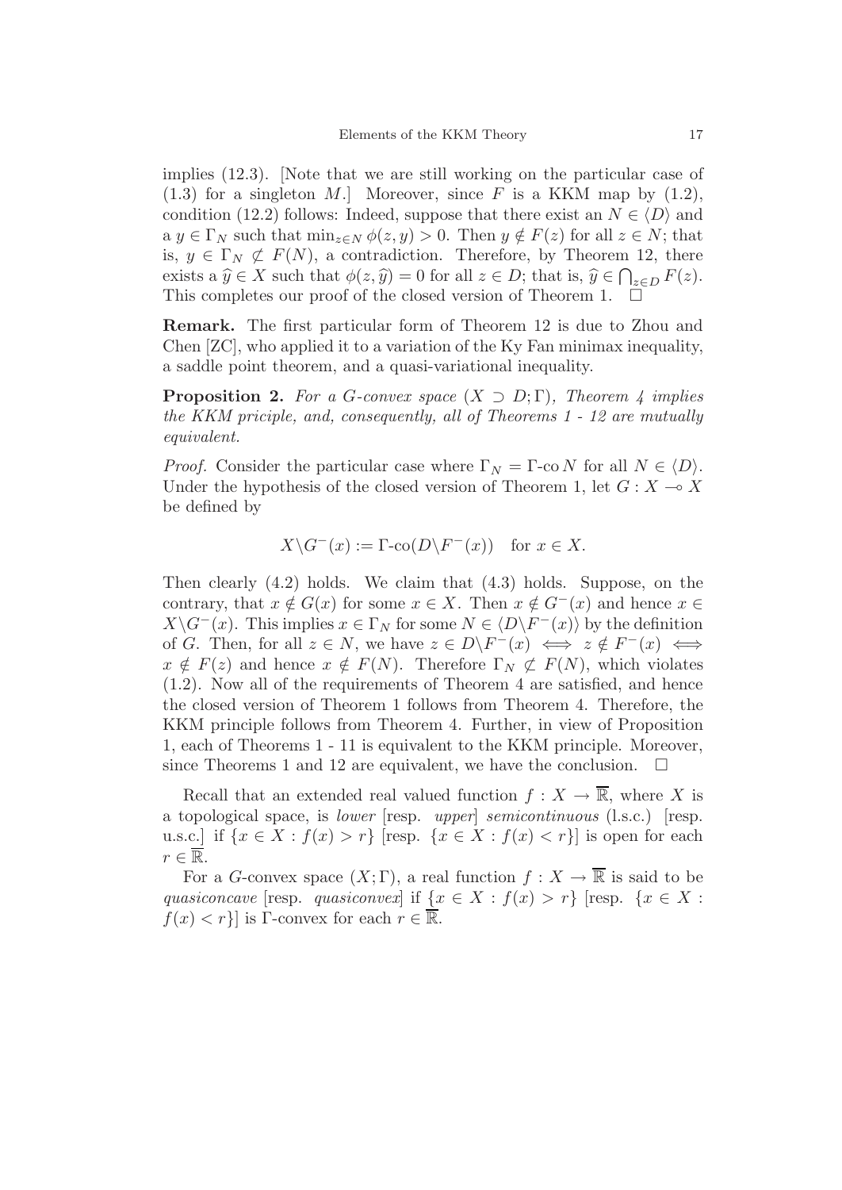implies (12.3). [Note that we are still working on the particular case of (1.3) for a singleton $M$.] Moreover, since $F$ is a KKM map by (1.2), condition (12.2) follows: Indeed, suppose that there exist an $N \in \langle D \rangle$ and a $y \in \Gamma_N$ such that $\min_{z \in N} \phi(z, y) > 0$. Then $y \notin F(z)$ for all $z \in N$; that is, $y \in \Gamma_N \not\subset F(N)$, a contradiction. Therefore, by Theorem 12, there exists a $\widehat{y} \in X$ such that $\phi(z, \widehat{y}) = 0$ for all $z \in D$; that is, $\widehat{y} \in \bigcap_{z \in D} F(z)$. This completes our proof of the closed version of Theorem 1. $\square$

**Remark.** The first particular form of Theorem 12 is due to Zhou and Chen [ZC], who applied it to a variation of the Ky Fan minimax inequality, a saddle point theorem, and a quasi-variational inequality.

**Proposition 2.** *For a G-convex space $(X \supset D; \Gamma)$, Theorem 4 implies the KKM priciple, and, consequently, all of Theorems 1 - 12 are mutually equivalent.*

*Proof.* Consider the particular case where $\Gamma_N = \Gamma\text{-co}\, N$ for all $N \in \langle D \rangle$. Under the hypothesis of the closed version of Theorem 1, let $G : X \multimap X$ be defined by

$$X \backslash G^-(x) := \Gamma\text{-co}(D \backslash F^-(x)) \quad \text{for } x \in X.$$

Then clearly (4.2) holds. We claim that (4.3) holds. Suppose, on the contrary, that $x \notin G(x)$ for some $x \in X$. Then $x \notin G^-(x)$ and hence $x \in X \backslash G^-(x)$. This implies $x \in \Gamma_N$ for some $N \in \langle D \backslash F^-(x) \rangle$ by the definition of $G$. Then, for all $z \in N$, we have $z \in D \backslash F^-(x) \iff z \notin F^-(x) \iff x \notin F(z)$ and hence $x \notin F(N)$. Therefore $\Gamma_N \not\subset F(N)$, which violates (1.2). Now all of the requirements of Theorem 4 are satisfied, and hence the closed version of Theorem 1 follows from Theorem 4. Therefore, the KKM principle follows from Theorem 4. Further, in view of Proposition 1, each of Theorems 1 - 11 is equivalent to the KKM principle. Moreover, since Theorems 1 and 12 are equivalent, we have the conclusion. $\square$

Recall that an extended real valued function $f : X \to \overline{\mathbb{R}}$, where $X$ is a topological space, is *lower* [resp. *upper*] *semicontinuous* (l.s.c.) [resp. u.s.c.] if $\{x \in X : f(x) > r\}$ [resp. $\{x \in X : f(x) < r\}$] is open for each $r \in \overline{\mathbb{R}}$.

For a $G$-convex space $(X; \Gamma)$, a real function $f : X \to \overline{\mathbb{R}}$ is said to be *quasiconcave* [resp. *quasiconvex*] if $\{x \in X : f(x) > r\}$ [resp. $\{x \in X : f(x) < r\}$] is $\Gamma$-convex for each $r \in \overline{\mathbb{R}}$.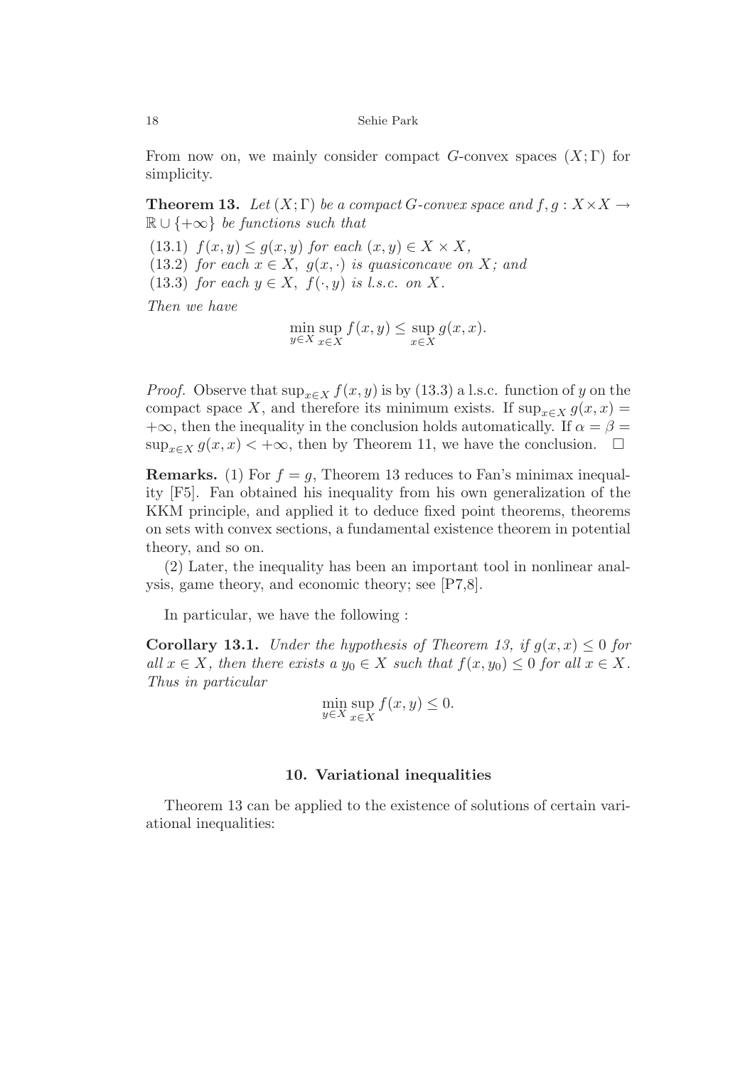From now on, we mainly consider compact $G$-convex spaces $(X;\Gamma)$ for simplicity.

**Theorem 13.** *Let $(X;\Gamma)$ be a compact $G$-convex space and $f, g : X\times X \to \mathbb{R}\cup\{+\infty\}$ be functions such that*

(13.1) *$f(x,y) \le g(x,y)$ for each $(x,y) \in X\times X$,*
(13.2) *for each $x\in X$, $g(x,\cdot)$ is quasiconcave on $X$; and*
(13.3) *for each $y \in X$, $f(\cdot,y)$ is l.s.c. on $X$.*

*Then we have*

$$\min_{y\in X}\sup_{x\in X} f(x,y) \le \sup_{x\in X} g(x,x).$$

*Proof.* Observe that $\sup_{x\in X} f(x,y)$ is by (13.3) a l.s.c. function of $y$ on the compact space $X$, and therefore its minimum exists. If $\sup_{x\in X} g(x,x) = +\infty$, then the inequality in the conclusion holds automatically. If $\alpha = \beta = \sup_{x\in X} g(x,x) < +\infty$, then by Theorem 11, we have the conclusion. $\square$

**Remarks.** (1) For $f = g$, Theorem 13 reduces to Fan's minimax inequality [F5]. Fan obtained his inequality from his own generalization of the KKM principle, and applied it to deduce fixed point theorems, theorems on sets with convex sections, a fundamental existence theorem in potential theory, and so on.

(2) Later, the inequality has been an important tool in nonlinear analysis, game theory, and economic theory; see [P7,8].

In particular, we have the following :

**Corollary 13.1.** *Under the hypothesis of Theorem 13, if $g(x,x) \le 0$ for all $x\in X$, then there exists a $y_0 \in X$ such that $f(x,y_0) \le 0$ for all $x\in X$. Thus in particular*

$$\min_{y\in X}\sup_{x\in X} f(x,y) \le 0.$$

## 10. Variational inequalities

Theorem 13 can be applied to the existence of solutions of certain variational inequalities: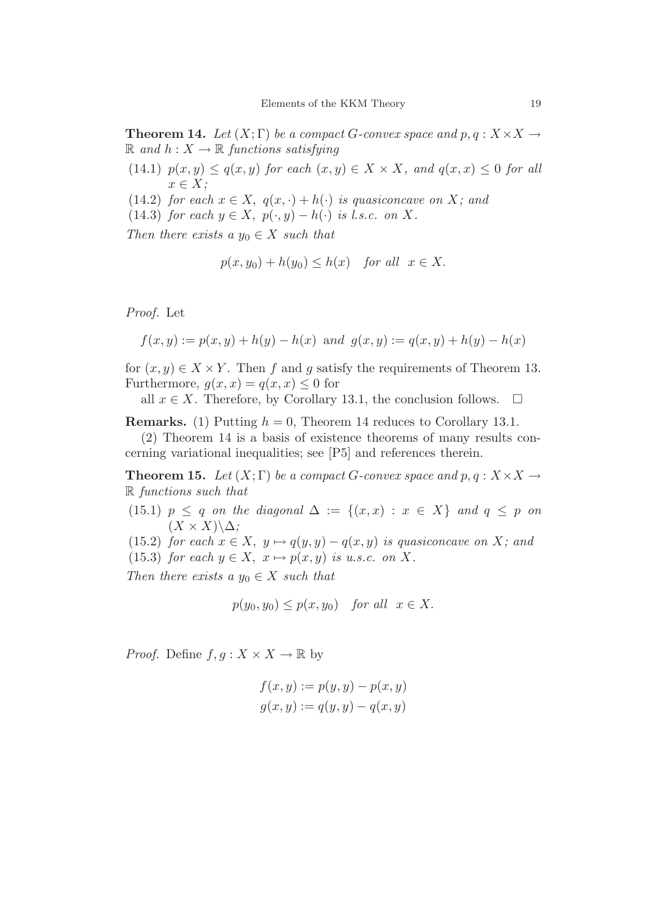**Theorem 14.** *Let $(X;\Gamma)$ be a compact G-convex space and $p, q : X \times X \to \mathbb{R}$ and $h : X \to \mathbb{R}$ functions satisfying*

(14.1) *$p(x, y) \leq q(x, y)$ for each $(x, y) \in X \times X$, and $q(x, x) \leq 0$ for all $x \in X$;*

(14.2) *for each $x \in X$, $q(x, \cdot) + h(\cdot)$ is quasiconcave on $X$; and*

(14.3) *for each $y \in X$, $p(\cdot, y) - h(\cdot)$ is l.s.c. on $X$.*

*Then there exists a $y_0 \in X$ such that*

$$p(x, y_0) + h(y_0) \leq h(x) \quad \text{for all} \;\; x \in X.$$

*Proof.* Let

$$f(x, y) := p(x, y) + h(y) - h(x) \;\text{ and }\; g(x, y) := q(x, y) + h(y) - h(x)$$

for $(x, y) \in X \times Y$. Then $f$ and $g$ satisfy the requirements of Theorem 13. Furthermore, $g(x, x) = q(x, x) \leq 0$ for all $x \in X$. Therefore, by Corollary 13.1, the conclusion follows. □

**Remarks.** (1) Putting $h = 0$, Theorem 14 reduces to Corollary 13.1.

(2) Theorem 14 is a basis of existence theorems of many results concerning variational inequalities; see [P5] and references therein.

**Theorem 15.** *Let $(X;\Gamma)$ be a compact G-convex space and $p, q : X \times X \to \mathbb{R}$ functions such that*

(15.1) *$p \leq q$ on the diagonal $\Delta := \{(x, x) : x \in X\}$ and $q \leq p$ on $(X \times X) \backslash \Delta$;*

(15.2) *for each $x \in X$, $y \mapsto q(y, y) - q(x, y)$ is quasiconcave on $X$; and*

(15.3) *for each $y \in X$, $x \mapsto p(x, y)$ is u.s.c. on $X$.*

*Then there exists a $y_0 \in X$ such that*

$$p(y_0, y_0) \leq p(x, y_0) \quad \text{for all} \;\; x \in X.$$

*Proof.* Define $f, g : X \times X \to \mathbb{R}$ by

$$f(x, y) := p(y, y) - p(x, y)$$
$$g(x, y) := q(y, y) - q(x, y)$$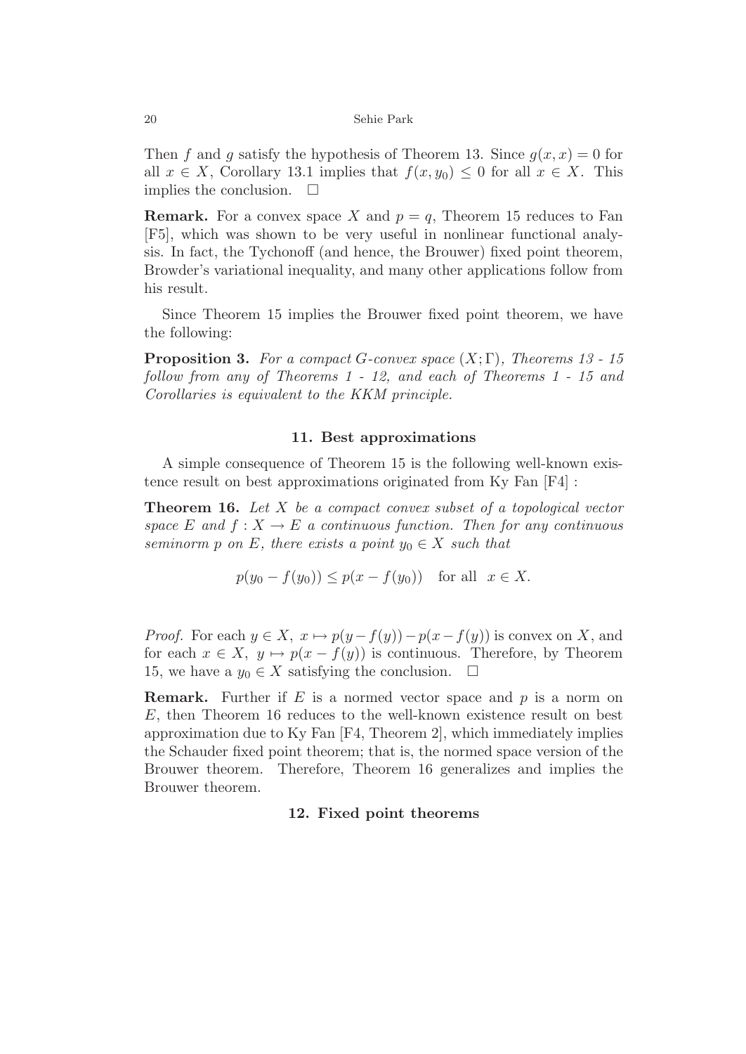Then $f$ and $g$ satisfy the hypothesis of Theorem 13. Since $g(x, x) = 0$ for all $x \in X$, Corollary 13.1 implies that $f(x, y_0) \leq 0$ for all $x \in X$. This implies the conclusion. $\square$

**Remark.** For a convex space $X$ and $p = q$, Theorem 15 reduces to Fan [F5], which was shown to be very useful in nonlinear functional analysis. In fact, the Tychonoff (and hence, the Brouwer) fixed point theorem, Browder's variational inequality, and many other applications follow from his result.

Since Theorem 15 implies the Brouwer fixed point theorem, we have the following:

**Proposition 3.** *For a compact $G$-convex space $(X; \Gamma)$, Theorems 13 - 15 follow from any of Theorems 1 - 12, and each of Theorems 1 - 15 and Corollaries is equivalent to the KKM principle.*

## 11. Best approximations

A simple consequence of Theorem 15 is the following well-known existence result on best approximations originated from Ky Fan [F4] :

**Theorem 16.** *Let $X$ be a compact convex subset of a topological vector space $E$ and $f : X \to E$ a continuous function. Then for any continuous seminorm $p$ on $E$, there exists a point $y_0 \in X$ such that*

$$p(y_0 - f(y_0)) \leq p(x - f(y_0)) \quad \text{for all} \quad x \in X.$$

*Proof.* For each $y \in X$, $x \mapsto p(y - f(y)) - p(x - f(y))$ is convex on $X$, and for each $x \in X$, $y \mapsto p(x - f(y))$ is continuous. Therefore, by Theorem 15, we have a $y_0 \in X$ satisfying the conclusion. $\square$

**Remark.** Further if $E$ is a normed vector space and $p$ is a norm on $E$, then Theorem 16 reduces to the well-known existence result on best approximation due to Ky Fan [F4, Theorem 2], which immediately implies the Schauder fixed point theorem; that is, the normed space version of the Brouwer theorem. Therefore, Theorem 16 generalizes and implies the Brouwer theorem.

## 12. Fixed point theorems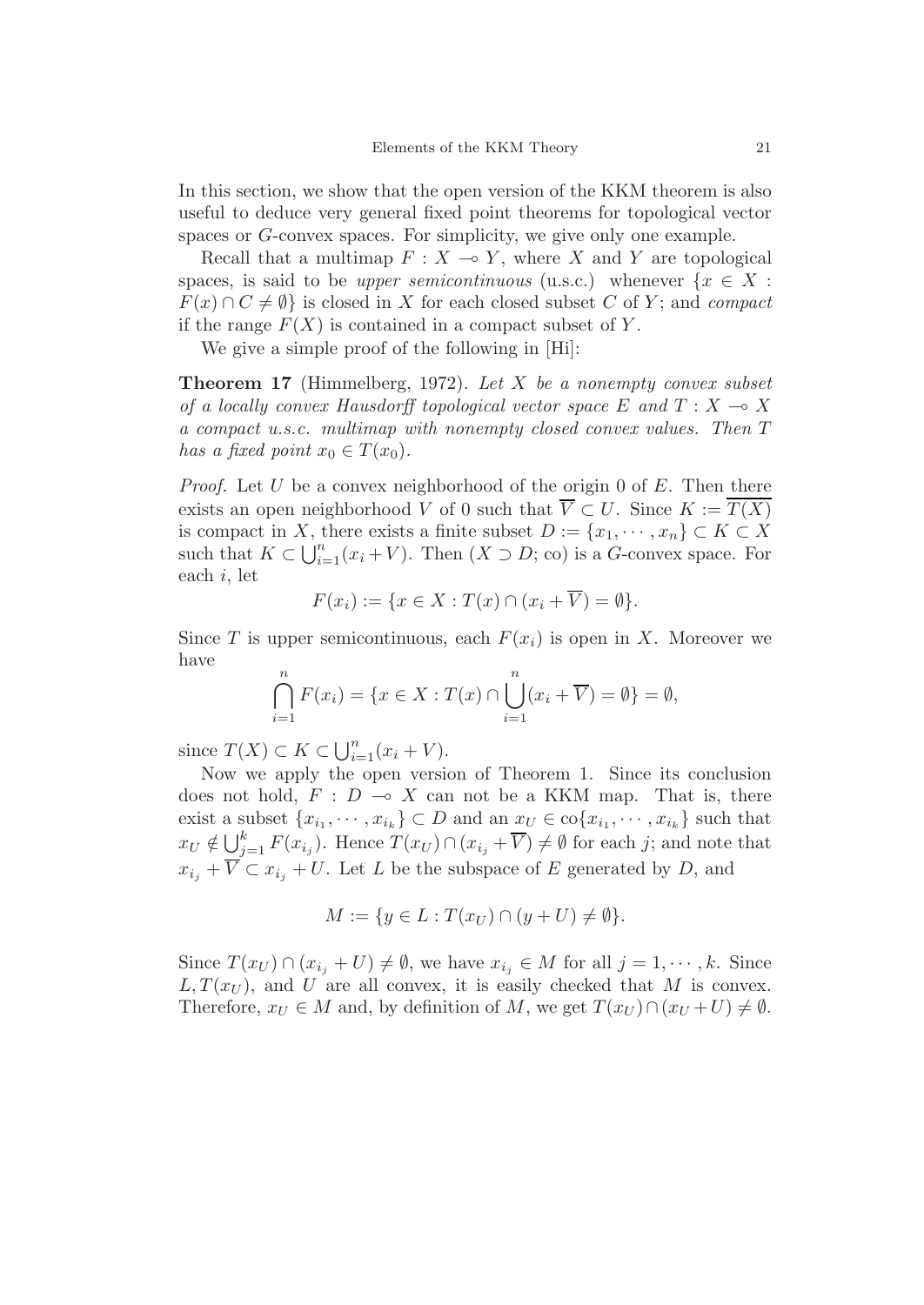In this section, we show that the open version of the KKM theorem is also useful to deduce very general fixed point theorems for topological vector spaces or $G$-convex spaces. For simplicity, we give only one example.

Recall that a multimap $F : X \multimap Y$, where $X$ and $Y$ are topological spaces, is said to be *upper semicontinuous* (u.s.c.) whenever $\{x \in X : F(x) \cap C \neq \emptyset\}$ is closed in $X$ for each closed subset $C$ of $Y$; and *compact* if the range $F(X)$ is contained in a compact subset of $Y$.

We give a simple proof of the following in [Hi]:

**Theorem 17** (Himmelberg, 1972). *Let $X$ be a nonempty convex subset of a locally convex Hausdorff topological vector space $E$ and $T : X \multimap X$ a compact u.s.c. multimap with nonempty closed convex values. Then $T$ has a fixed point $x_0 \in T(x_0)$.*

*Proof.* Let $U$ be a convex neighborhood of the origin 0 of $E$. Then there exists an open neighborhood $V$ of 0 such that $\overline{V} \subset U$. Since $K := \overline{T(X)}$ is compact in $X$, there exists a finite subset $D := \{x_1, \cdots, x_n\} \subset K \subset X$ such that $K \subset \bigcup_{i=1}^n (x_i + V)$. Then $(X \supset D; \text{co})$ is a $G$-convex space. For each $i$, let

$$F(x_i) := \{x \in X : T(x) \cap (x_i + \overline{V}) = \emptyset\}.$$

Since $T$ is upper semicontinuous, each $F(x_i)$ is open in $X$. Moreover we have

$$\bigcap_{i=1}^n F(x_i) = \{x \in X : T(x) \cap \bigcup_{i=1}^n (x_i + \overline{V}) = \emptyset\} = \emptyset,$$

since $T(X) \subset K \subset \bigcup_{i=1}^n (x_i + V)$.

Now we apply the open version of Theorem 1. Since its conclusion does not hold, $F : D \multimap X$ can not be a KKM map. That is, there exist a subset $\{x_{i_1}, \cdots, x_{i_k}\} \subset D$ and an $x_U \in \text{co}\{x_{i_1}, \cdots, x_{i_k}\}$ such that $x_U \notin \bigcup_{j=1}^k F(x_{i_j})$. Hence $T(x_U) \cap (x_{i_j} + \overline{V}) \neq \emptyset$ for each $j$; and note that $x_{i_j} + \overline{V} \subset x_{i_j} + U$. Let $L$ be the subspace of $E$ generated by $D$, and

$$M := \{y \in L : T(x_U) \cap (y + U) \neq \emptyset\}.$$

Since $T(x_U) \cap (x_{i_j} + U) \neq \emptyset$, we have $x_{i_j} \in M$ for all $j = 1, \cdots, k$. Since $L, T(x_U)$, and $U$ are all convex, it is easily checked that $M$ is convex. Therefore, $x_U \in M$ and, by definition of $M$, we get $T(x_U) \cap (x_U + U) \neq \emptyset$.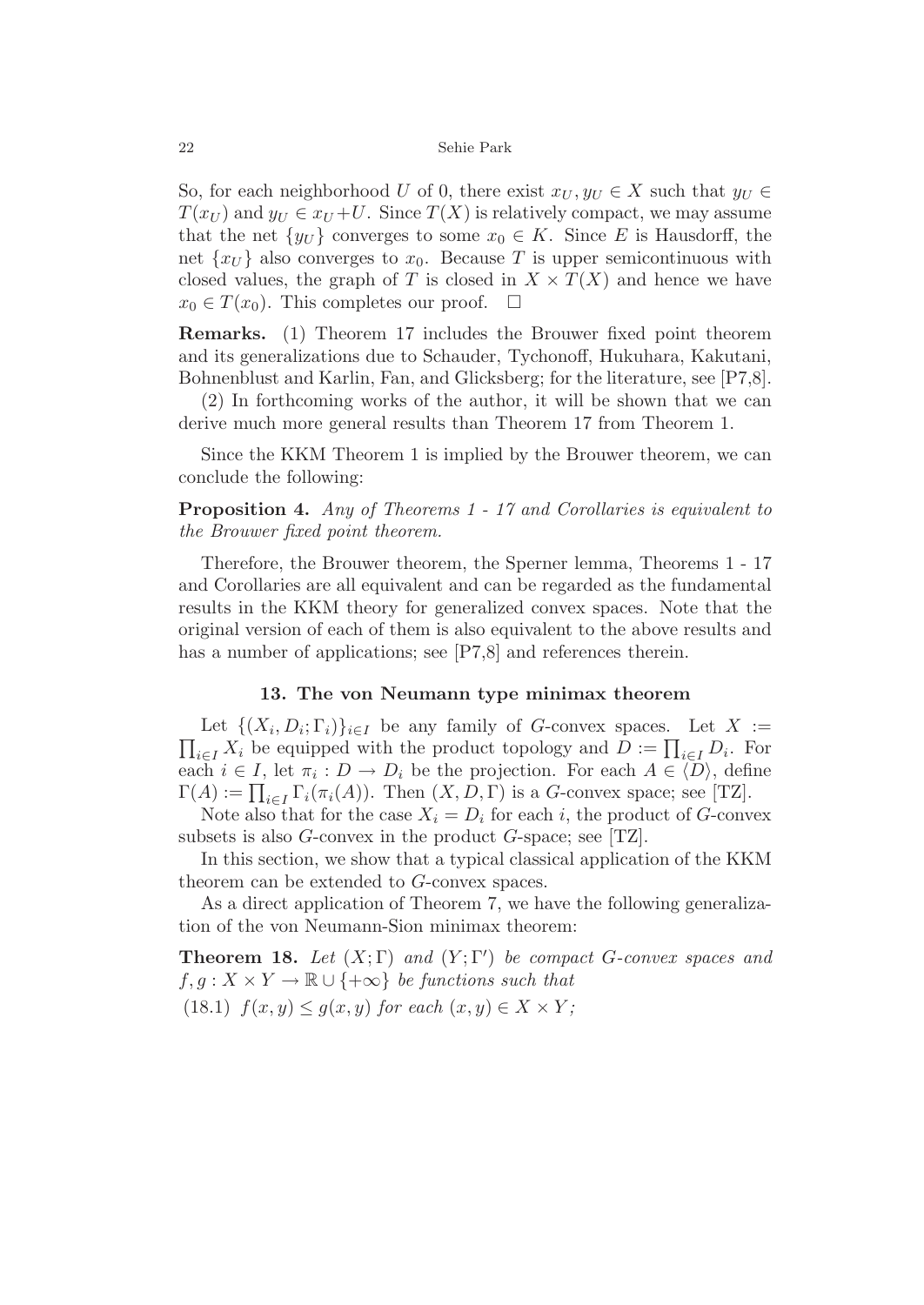So, for each neighborhood $U$ of 0, there exist $x_U, y_U \in X$ such that $y_U \in T(x_U)$ and $y_U \in x_U + U$. Since $T(X)$ is relatively compact, we may assume that the net $\{y_U\}$ converges to some $x_0 \in K$. Since $E$ is Hausdorff, the net $\{x_U\}$ also converges to $x_0$. Because $T$ is upper semicontinuous with closed values, the graph of $T$ is closed in $X \times T(X)$ and hence we have $x_0 \in T(x_0)$. This completes our proof. $\square$

**Remarks.** (1) Theorem 17 includes the Brouwer fixed point theorem and its generalizations due to Schauder, Tychonoff, Hukuhara, Kakutani, Bohnenblust and Karlin, Fan, and Glicksberg; for the literature, see [P7,8].

(2) In forthcoming works of the author, it will be shown that we can derive much more general results than Theorem 17 from Theorem 1.

Since the KKM Theorem 1 is implied by the Brouwer theorem, we can conclude the following:

**Proposition 4.** *Any of Theorems 1 - 17 and Corollaries is equivalent to the Brouwer fixed point theorem.*

Therefore, the Brouwer theorem, the Sperner lemma, Theorems 1 - 17 and Corollaries are all equivalent and can be regarded as the fundamental results in the KKM theory for generalized convex spaces. Note that the original version of each of them is also equivalent to the above results and has a number of applications; see [P7,8] and references therein.

## 13. The von Neumann type minimax theorem

Let $\{(X_i, D_i; \Gamma_i)\}_{i \in I}$ be any family of $G$-convex spaces. Let $X := \prod_{i \in I} X_i$ be equipped with the product topology and $D := \prod_{i \in I} D_i$. For each $i \in I$, let $\pi_i : D \to D_i$ be the projection. For each $A \in \langle D \rangle$, define $\Gamma(A) := \prod_{i \in I} \Gamma_i(\pi_i(A))$. Then $(X, D, \Gamma)$ is a $G$-convex space; see [TZ].

Note also that for the case $X_i = D_i$ for each $i$, the product of $G$-convex subsets is also $G$-convex in the product $G$-space; see [TZ].

In this section, we show that a typical classical application of the KKM theorem can be extended to $G$-convex spaces.

As a direct application of Theorem 7, we have the following generalization of the von Neumann-Sion minimax theorem:

**Theorem 18.** *Let $(X; \Gamma)$ and $(Y; \Gamma')$ be compact $G$-convex spaces and $f, g : X \times Y \to \mathbb{R} \cup \{+\infty\}$ be functions such that*

(18.1) *$f(x, y) \leq g(x, y)$ for each $(x, y) \in X \times Y$;*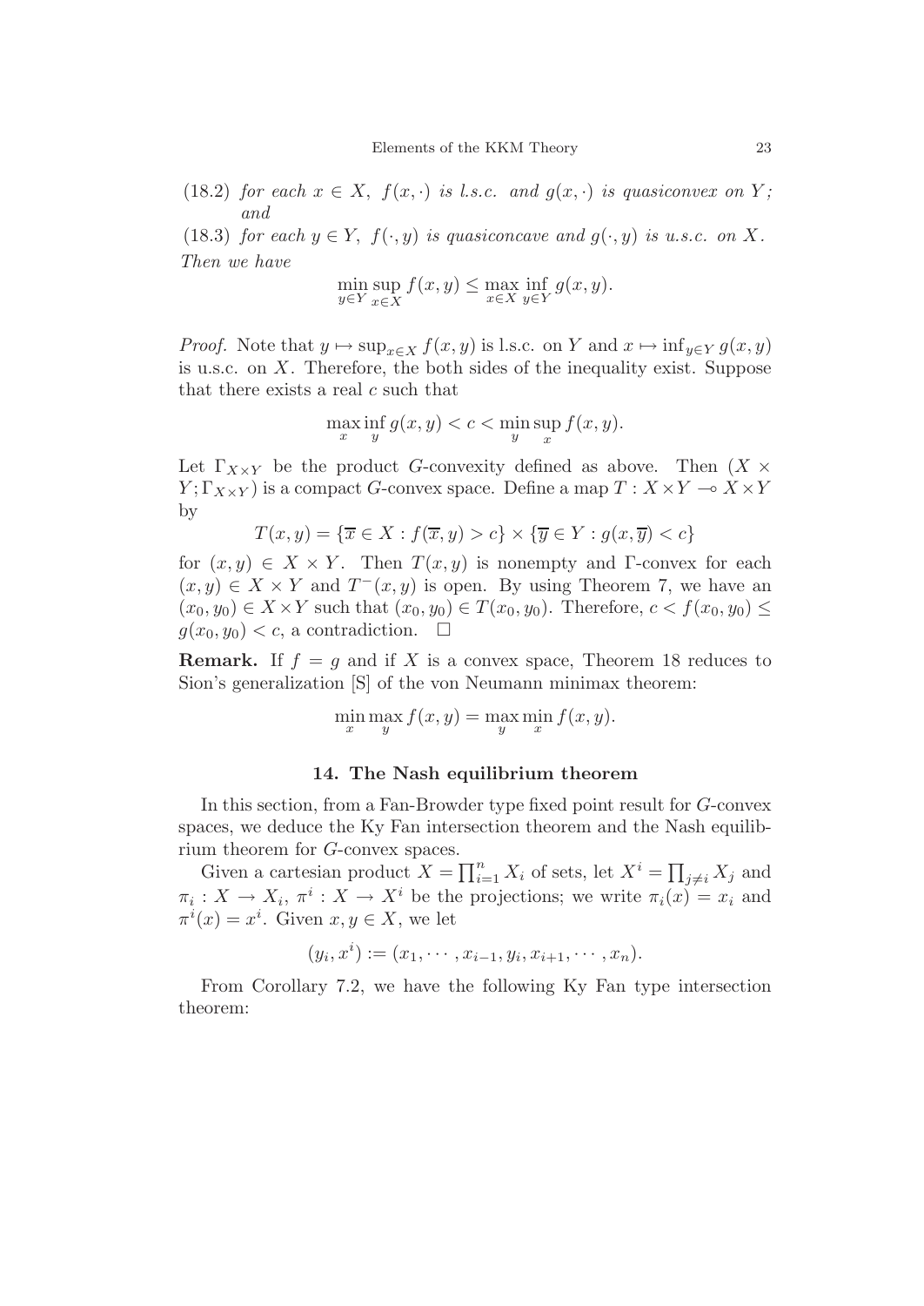(18.2) *for each $x \in X$, $f(x, \cdot)$ is l.s.c. and $g(x, \cdot)$ is quasiconvex on $Y$; and*

(18.3) *for each $y \in Y$, $f(\cdot, y)$ is quasiconcave and $g(\cdot, y)$ is u.s.c. on $X$.*

*Then we have*

$$\min_{y \in Y} \sup_{x \in X} f(x, y) \le \max_{x \in X} \inf_{y \in Y} g(x, y).$$

*Proof.* Note that $y \mapsto \sup_{x \in X} f(x, y)$ is l.s.c. on $Y$ and $x \mapsto \inf_{y \in Y} g(x, y)$ is u.s.c. on $X$. Therefore, the both sides of the inequality exist. Suppose that there exists a real $c$ such that

$$\max_x \inf_y g(x, y) < c < \min_y \sup_x f(x, y).$$

Let $\Gamma_{X \times Y}$ be the product $G$-convexity defined as above. Then $(X \times Y; \Gamma_{X \times Y})$ is a compact $G$-convex space. Define a map $T : X \times Y \multimap X \times Y$ by

$$T(x, y) = \{\overline{x} \in X : f(\overline{x}, y) > c\} \times \{\overline{y} \in Y : g(x, \overline{y}) < c\}$$

for $(x, y) \in X \times Y$. Then $T(x, y)$ is nonempty and $\Gamma$-convex for each $(x, y) \in X \times Y$ and $T^{-}(x, y)$ is open. By using Theorem 7, we have an $(x_0, y_0) \in X \times Y$ such that $(x_0, y_0) \in T(x_0, y_0)$. Therefore, $c < f(x_0, y_0) \le g(x_0, y_0) < c$, a contradiction. $\square$

**Remark.** If $f = g$ and if $X$ is a convex space, Theorem 18 reduces to Sion's generalization [S] of the von Neumann minimax theorem:

$$\min_x \max_y f(x, y) = \max_y \min_x f(x, y).$$

### 14. The Nash equilibrium theorem

In this section, from a Fan-Browder type fixed point result for $G$-convex spaces, we deduce the Ky Fan intersection theorem and the Nash equilibrium theorem for $G$-convex spaces.

Given a cartesian product $X = \prod_{i=1}^{n} X_i$ of sets, let $X^i = \prod_{j \neq i} X_j$ and $\pi_i : X \to X_i$, $\pi^i : X \to X^i$ be the projections; we write $\pi_i(x) = x_i$ and $\pi^i(x) = x^i$. Given $x, y \in X$, we let

$$(y_i, x^i) := (x_1, \cdots, x_{i-1}, y_i, x_{i+1}, \cdots, x_n).$$

From Corollary 7.2, we have the following Ky Fan type intersection theorem: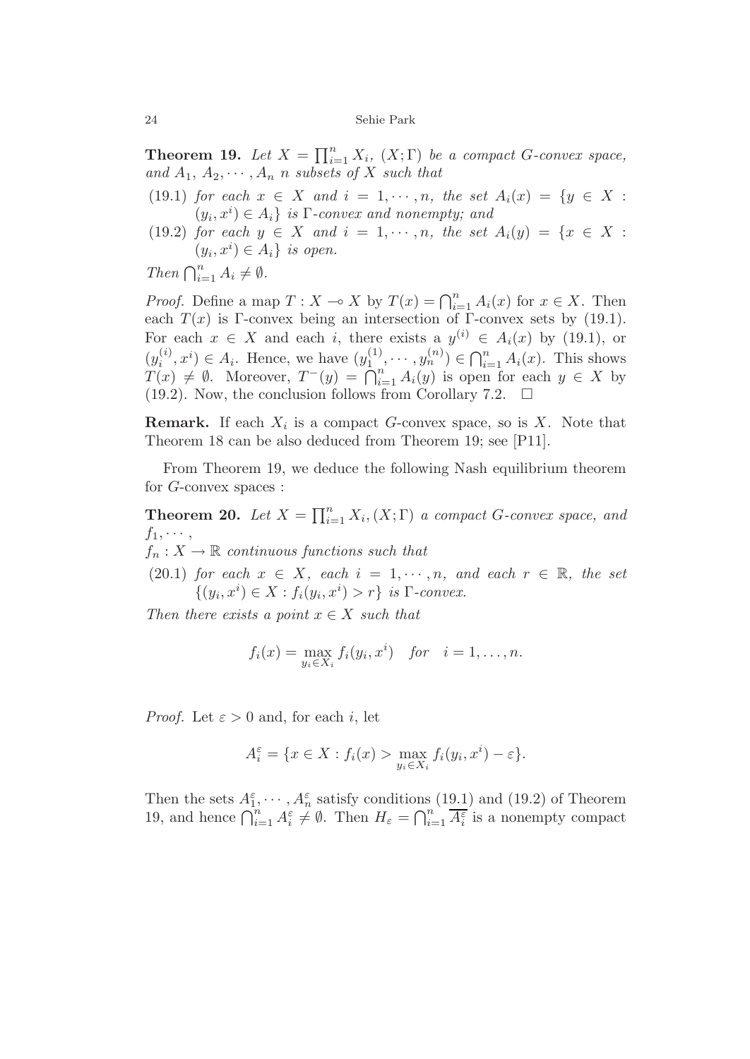**Theorem 19.** *Let $X = \prod_{i=1}^n X_i$, $(X;\Gamma)$ be a compact G-convex space, and $A_1, A_2, \cdots, A_n$ $n$ subsets of $X$ such that*

(19.1) *for each $x \in X$ and $i = 1, \cdots, n$, the set $A_i(x) = \{y \in X : (y_i, x^i) \in A_i\}$ is $\Gamma$-convex and nonempty; and*

(19.2) *for each $y \in X$ and $i = 1, \cdots, n$, the set $A_i(y) = \{x \in X : (y_i, x^i) \in A_i\}$ is open.*

*Then $\bigcap_{i=1}^n A_i \neq \emptyset$.*

*Proof.* Define a map $T : X \multimap X$ by $T(x) = \bigcap_{i=1}^n A_i(x)$ for $x \in X$. Then each $T(x)$ is $\Gamma$-convex being an intersection of $\Gamma$-convex sets by (19.1). For each $x \in X$ and each $i$, there exists a $y^{(i)} \in A_i(x)$ by (19.1), or $(y_i^{(i)}, x^i) \in A_i$. Hence, we have $(y_1^{(1)}, \cdots, y_n^{(n)}) \in \bigcap_{i=1}^n A_i(x)$. This shows $T(x) \neq \emptyset$. Moreover, $T^-(y) = \bigcap_{i=1}^n A_i(y)$ is open for each $y \in X$ by (19.2). Now, the conclusion follows from Corollary 7.2. $\square$

**Remark.** If each $X_i$ is a compact $G$-convex space, so is $X$. Note that Theorem 18 can be also deduced from Theorem 19; see [P11].

From Theorem 19, we deduce the following Nash equilibrium theorem for $G$-convex spaces :

**Theorem 20.** *Let $X = \prod_{i=1}^n X_i, (X;\Gamma)$ a compact G-convex space, and $f_1, \cdots,$
$f_n : X \to \mathbb{R}$ continuous functions such that*

(20.1) *for each $x \in X$, each $i = 1, \cdots, n$, and each $r \in \mathbb{R}$, the set $\{(y_i, x^i) \in X : f_i(y_i, x^i) > r\}$ is $\Gamma$-convex.*

*Then there exists a point $x \in X$ such that*

$$f_i(x) = \max_{y_i \in X_i} f_i(y_i, x^i) \quad \textit{for} \quad i = 1, \ldots, n.$$

*Proof.* Let $\varepsilon > 0$ and, for each $i$, let

$$A_i^\varepsilon = \{x \in X : f_i(x) > \max_{y_i \in X_i} f_i(y_i, x^i) - \varepsilon\}.$$

Then the sets $A_1^\varepsilon, \cdots, A_n^\varepsilon$ satisfy conditions (19.1) and (19.2) of Theorem 19, and hence $\bigcap_{i=1}^n A_i^\varepsilon \neq \emptyset$. Then $H_\varepsilon = \bigcap_{i=1}^n \overline{A_i^\varepsilon}$ is a nonempty compact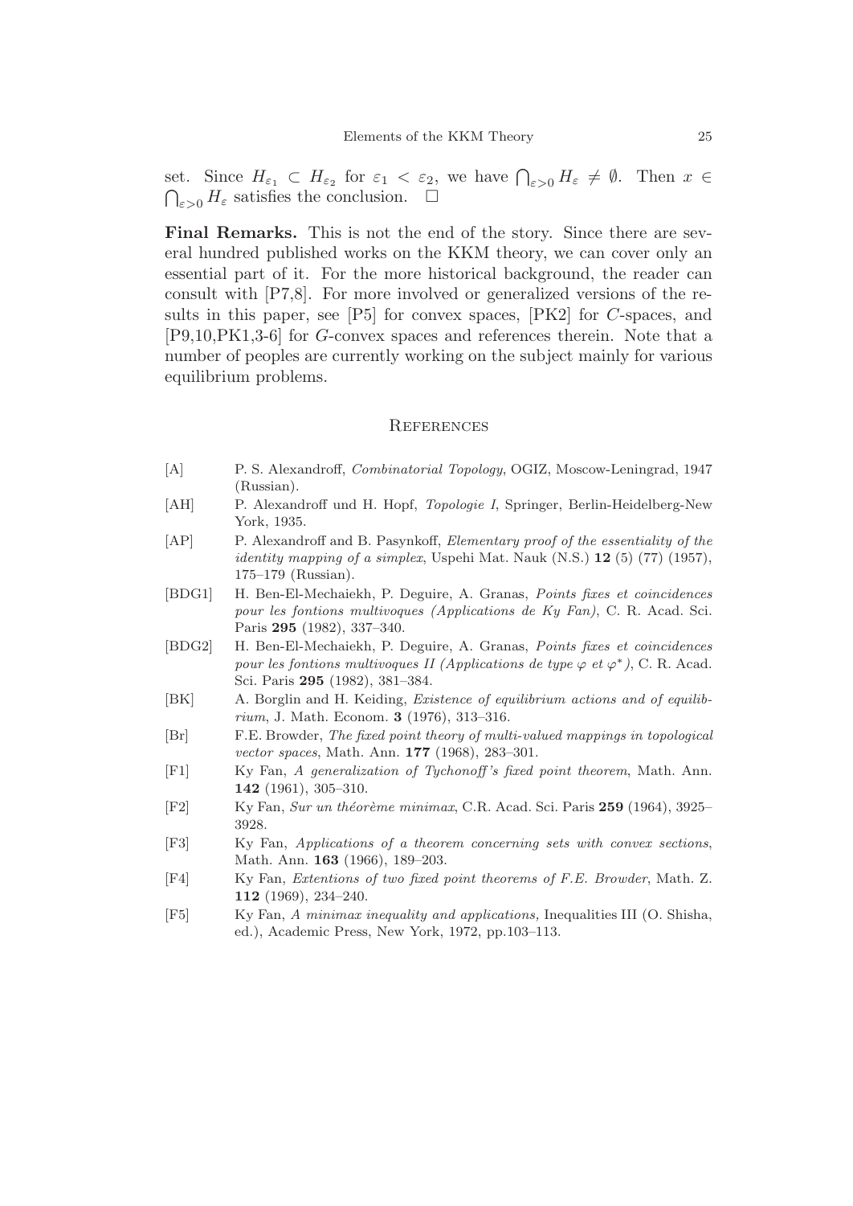set. Since $H_{\varepsilon_1} \subset H_{\varepsilon_2}$ for $\varepsilon_1 < \varepsilon_2$, we have $\bigcap_{\varepsilon>0} H_\varepsilon \neq \emptyset$. Then $x \in \bigcap_{\varepsilon>0} H_\varepsilon$ satisfies the conclusion. $\square$

**Final Remarks.** This is not the end of the story. Since there are several hundred published works on the KKM theory, we can cover only an essential part of it. For the more historical background, the reader can consult with [P7,8]. For more involved or generalized versions of the results in this paper, see [P5] for convex spaces, [PK2] for $C$-spaces, and [P9,10,PK1,3-6] for $G$-convex spaces and references therein. Note that a number of peoples are currently working on the subject mainly for various equilibrium problems.

## References

- [A] P. S. Alexandroff, *Combinatorial Topology*, OGIZ, Moscow-Leningrad, 1947 (Russian).
- [AH] P. Alexandroff und H. Hopf, *Topologie I*, Springer, Berlin-Heidelberg-New York, 1935.
- [AP] P. Alexandroff and B. Pasynkoff, *Elementary proof of the essentiality of the identity mapping of a simplex*, Uspehi Mat. Nauk (N.S.) **12** (5) (77) (1957), 175–179 (Russian).
- [BDG1] H. Ben-El-Mechaiekh, P. Deguire, A. Granas, *Points fixes et coincidences pour les fontions multivoques (Applications de Ky Fan)*, C. R. Acad. Sci. Paris **295** (1982), 337–340.
- [BDG2] H. Ben-El-Mechaiekh, P. Deguire, A. Granas, *Points fixes et coincidences pour les fontions multivoques II (Applications de type $\varphi$ et $\varphi^*$)*, C. R. Acad. Sci. Paris **295** (1982), 381–384.
- [BK] A. Borglin and H. Keiding, *Existence of equilibrium actions and of equilibrium*, J. Math. Econom. **3** (1976), 313–316.
- [Br] F.E. Browder, *The fixed point theory of multi-valued mappings in topological vector spaces*, Math. Ann. **177** (1968), 283–301.
- [F1] Ky Fan, *A generalization of Tychonoff's fixed point theorem*, Math. Ann. **142** (1961), 305–310.
- [F2] Ky Fan, *Sur un théorème minimax*, C.R. Acad. Sci. Paris **259** (1964), 3925–3928.
- [F3] Ky Fan, *Applications of a theorem concerning sets with convex sections*, Math. Ann. **163** (1966), 189–203.
- [F4] Ky Fan, *Extentions of two fixed point theorems of F.E. Browder*, Math. Z. **112** (1969), 234–240.
- [F5] Ky Fan, *A minimax inequality and applications,* Inequalities III (O. Shisha, ed.), Academic Press, New York, 1972, pp.103–113.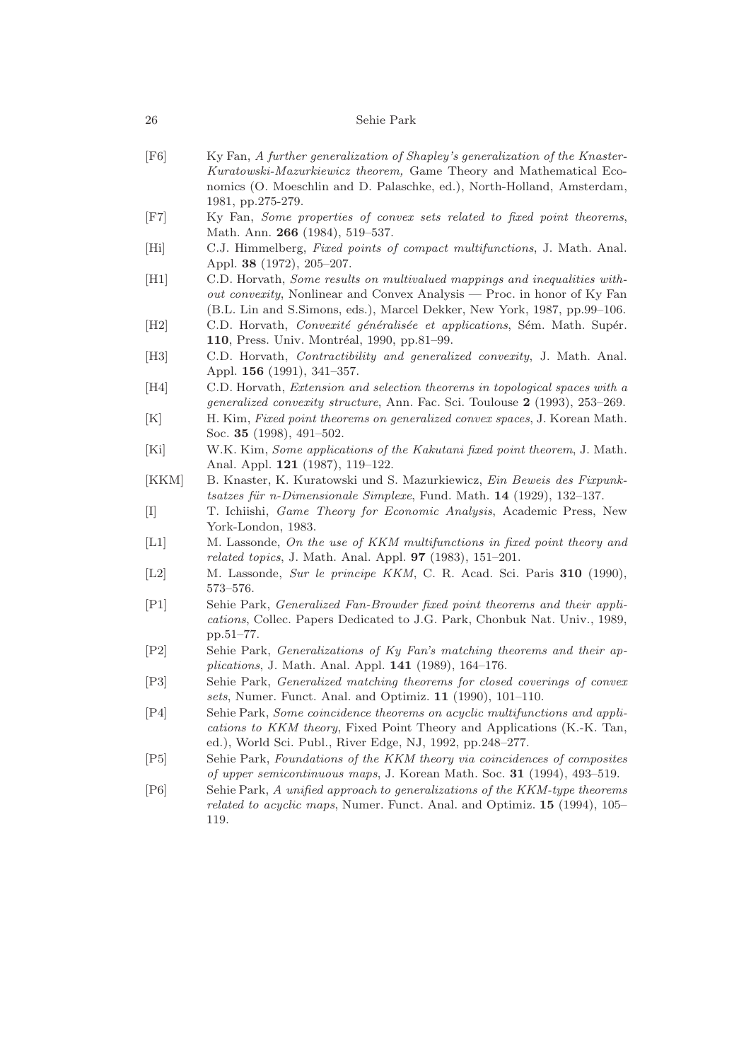[F6] Ky Fan, *A further generalization of Shapley's generalization of the Knaster-Kuratowski-Mazurkiewicz theorem,* Game Theory and Mathematical Economics (O. Moeschlin and D. Palaschke, ed.), North-Holland, Amsterdam, 1981, pp.275-279.

[F7] Ky Fan, *Some properties of convex sets related to fixed point theorems*, Math. Ann. **266** (1984), 519–537.

[Hi] C.J. Himmelberg, *Fixed points of compact multifunctions*, J. Math. Anal. Appl. **38** (1972), 205–207.

[H1] C.D. Horvath, *Some results on multivalued mappings and inequalities without convexity*, Nonlinear and Convex Analysis — Proc. in honor of Ky Fan (B.L. Lin and S.Simons, eds.), Marcel Dekker, New York, 1987, pp.99–106.

[H2] C.D. Horvath, *Convexité généralisée et applications*, Sém. Math. Supér. **110**, Press. Univ. Montréal, 1990, pp.81–99.

[H3] C.D. Horvath, *Contractibility and generalized convexity*, J. Math. Anal. Appl. **156** (1991), 341–357.

[H4] C.D. Horvath, *Extension and selection theorems in topological spaces with a generalized convexity structure*, Ann. Fac. Sci. Toulouse **2** (1993), 253–269.

[K] H. Kim, *Fixed point theorems on generalized convex spaces*, J. Korean Math. Soc. **35** (1998), 491–502.

[Ki] W.K. Kim, *Some applications of the Kakutani fixed point theorem*, J. Math. Anal. Appl. **121** (1987), 119–122.

[KKM] B. Knaster, K. Kuratowski und S. Mazurkiewicz, *Ein Beweis des Fixpunktsatzes für n-Dimensionale Simplexe*, Fund. Math. **14** (1929), 132–137.

[I] T. Ichiishi, *Game Theory for Economic Analysis*, Academic Press, New York-London, 1983.

[L1] M. Lassonde, *On the use of KKM multifunctions in fixed point theory and related topics*, J. Math. Anal. Appl. **97** (1983), 151–201.

[L2] M. Lassonde, *Sur le principe KKM*, C. R. Acad. Sci. Paris **310** (1990), 573–576.

[P1] Sehie Park, *Generalized Fan-Browder fixed point theorems and their applications*, Collec. Papers Dedicated to J.G. Park, Chonbuk Nat. Univ., 1989, pp.51–77.

[P2] Sehie Park, *Generalizations of Ky Fan's matching theorems and their applications*, J. Math. Anal. Appl. **141** (1989), 164–176.

[P3] Sehie Park, *Generalized matching theorems for closed coverings of convex sets*, Numer. Funct. Anal. and Optimiz. **11** (1990), 101–110.

[P4] Sehie Park, *Some coincidence theorems on acyclic multifunctions and applications to KKM theory*, Fixed Point Theory and Applications (K.-K. Tan, ed.), World Sci. Publ., River Edge, NJ, 1992, pp.248–277.

[P5] Sehie Park, *Foundations of the KKM theory via coincidences of composites of upper semicontinuous maps*, J. Korean Math. Soc. **31** (1994), 493–519.

[P6] Sehie Park, *A unified approach to generalizations of the KKM-type theorems related to acyclic maps*, Numer. Funct. Anal. and Optimiz. **15** (1994), 105–119.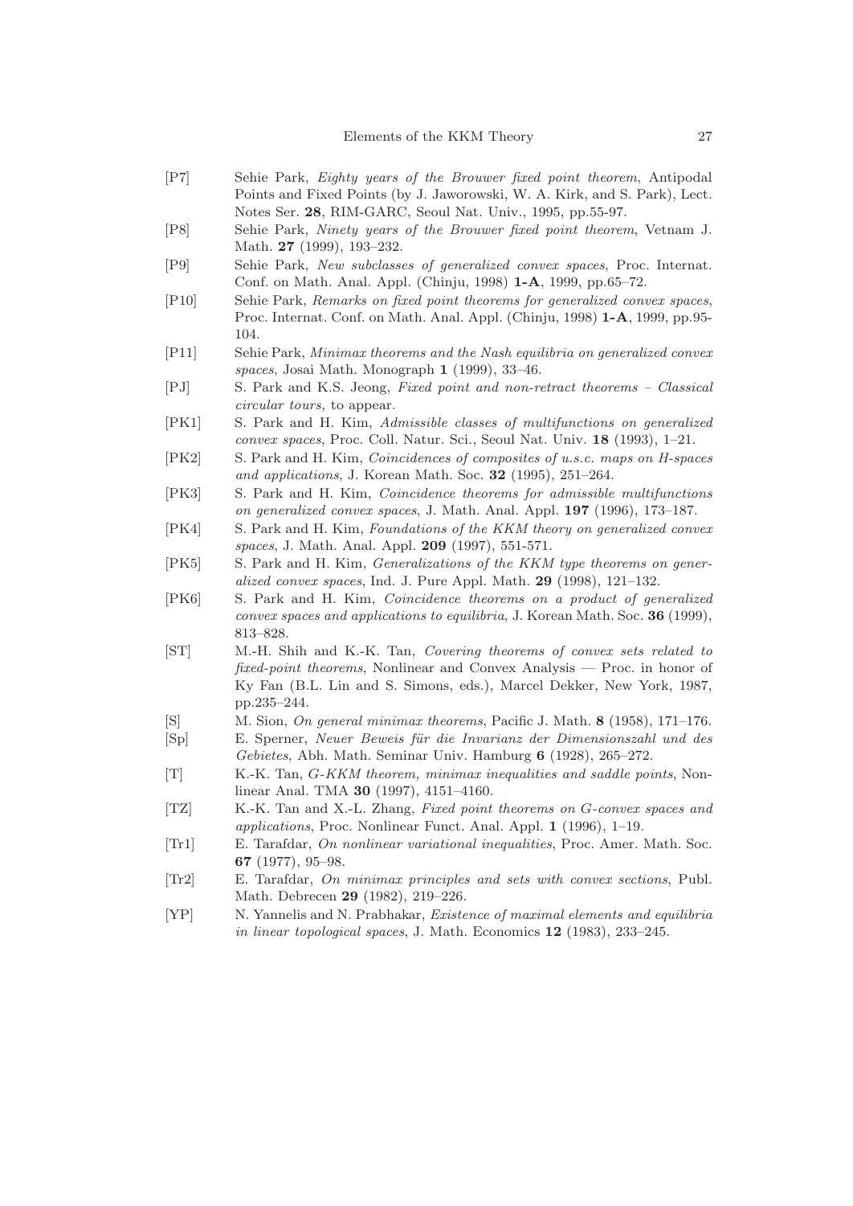- [P7] Sehie Park, *Eighty years of the Brouwer fixed point theorem*, Antipodal Points and Fixed Points (by J. Jaworowski, W. A. Kirk, and S. Park), Lect. Notes Ser. **28**, RIM-GARC, Seoul Nat. Univ., 1995, pp.55-97.
- [P8] Sehie Park, *Ninety years of the Brouwer fixed point theorem*, Vetnam J. Math. **27** (1999), 193–232.
- [P9] Sehie Park, *New subclasses of generalized convex spaces*, Proc. Internat. Conf. on Math. Anal. Appl. (Chinju, 1998) **1-A**, 1999, pp.65–72.
- [P10] Sehie Park, *Remarks on fixed point theorems for generalized convex spaces*, Proc. Internat. Conf. on Math. Anal. Appl. (Chinju, 1998) **1-A**, 1999, pp.95-104.
- [P11] Sehie Park, *Minimax theorems and the Nash equilibria on generalized convex spaces*, Josai Math. Monograph **1** (1999), 33–46.
- [PJ] S. Park and K.S. Jeong, *Fixed point and non-retract theorems – Classical circular tours,* to appear.
- [PK1] S. Park and H. Kim, *Admissible classes of multifunctions on generalized convex spaces*, Proc. Coll. Natur. Sci., Seoul Nat. Univ. **18** (1993), 1–21.
- [PK2] S. Park and H. Kim, *Coincidences of composites of u.s.c. maps on H-spaces and applications*, J. Korean Math. Soc. **32** (1995), 251–264.
- [PK3] S. Park and H. Kim, *Coincidence theorems for admissible multifunctions on generalized convex spaces*, J. Math. Anal. Appl. **197** (1996), 173–187.
- [PK4] S. Park and H. Kim, *Foundations of the KKM theory on generalized convex spaces*, J. Math. Anal. Appl. **209** (1997), 551-571.
- [PK5] S. Park and H. Kim, *Generalizations of the KKM type theorems on generalized convex spaces*, Ind. J. Pure Appl. Math. **29** (1998), 121–132.
- [PK6] S. Park and H. Kim, *Coincidence theorems on a product of generalized convex spaces and applications to equilibria*, J. Korean Math. Soc. **36** (1999), 813–828.
- [ST] M.-H. Shih and K.-K. Tan, *Covering theorems of convex sets related to fixed-point theorems*, Nonlinear and Convex Analysis — Proc. in honor of Ky Fan (B.L. Lin and S. Simons, eds.), Marcel Dekker, New York, 1987, pp.235–244.
- [S] M. Sion, *On general minimax theorems*, Pacific J. Math. **8** (1958), 171–176.
- [Sp] E. Sperner, *Neuer Beweis für die Invarianz der Dimensionszahl und des Gebietes*, Abh. Math. Seminar Univ. Hamburg **6** (1928), 265–272.
- [T] K.-K. Tan, *G-KKM theorem, minimax inequalities and saddle points*, Nonlinear Anal. TMA **30** (1997), 4151–4160.
- [TZ] K.-K. Tan and X.-L. Zhang, *Fixed point theorems on G-convex spaces and applications*, Proc. Nonlinear Funct. Anal. Appl. **1** (1996), 1–19.
- [Tr1] E. Tarafdar, *On nonlinear variational inequalities*, Proc. Amer. Math. Soc. **67** (1977), 95–98.
- [Tr2] E. Tarafdar, *On minimax principles and sets with convex sections*, Publ. Math. Debrecen **29** (1982), 219–226.
- [YP] N. Yannelis and N. Prabhakar, *Existence of maximal elements and equilibria in linear topological spaces*, J. Math. Economics **12** (1983), 233–245.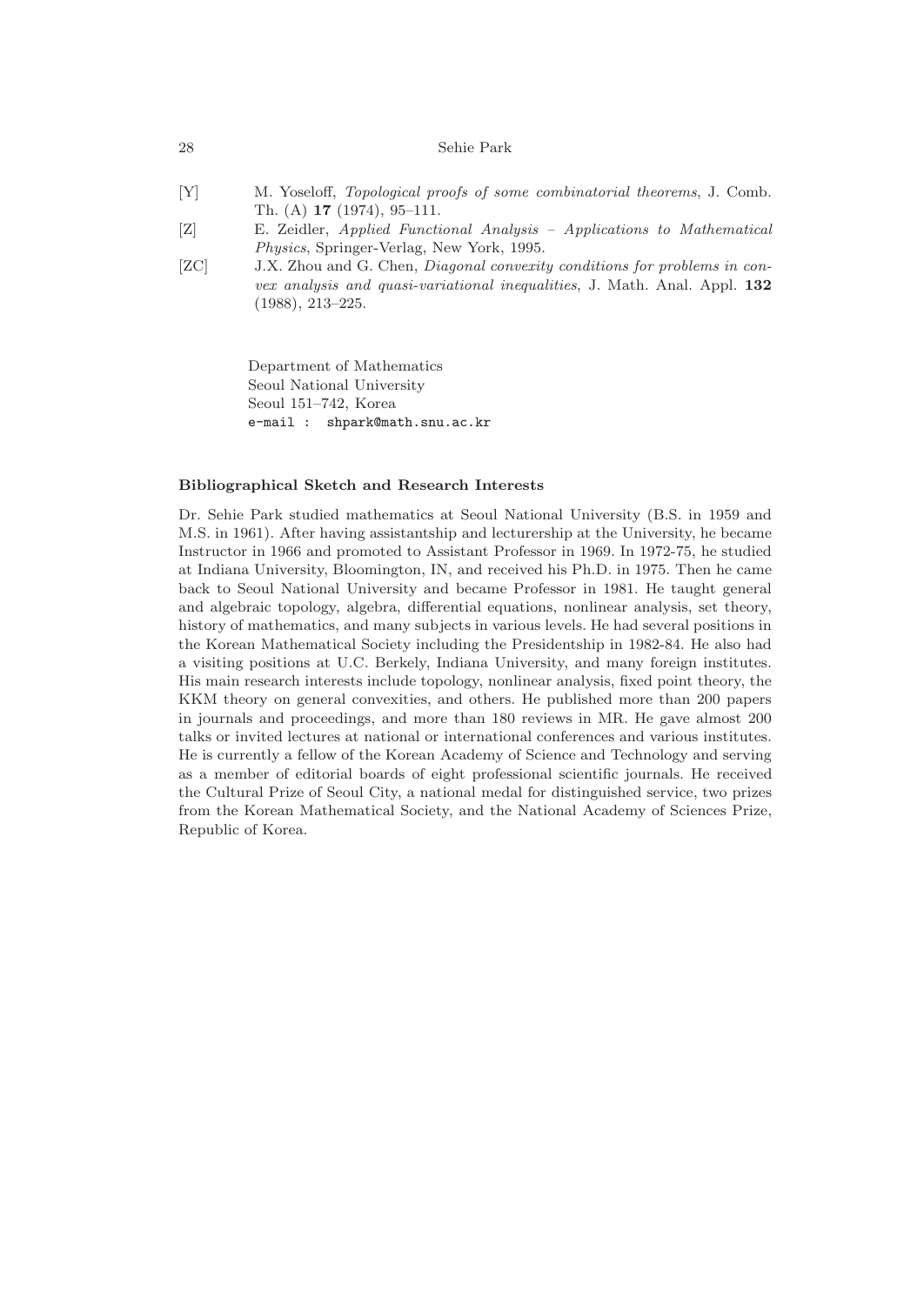[Y] M. Yoseloff, *Topological proofs of some combinatorial theorems*, J. Comb. Th. (A) **17** (1974), 95–111.

[Z] E. Zeidler, *Applied Functional Analysis – Applications to Mathematical Physics*, Springer-Verlag, New York, 1995.

[ZC] J.X. Zhou and G. Chen, *Diagonal convexity conditions for problems in convex analysis and quasi-variational inequalities*, J. Math. Anal. Appl. **132** (1988), 213–225.

Department of Mathematics
Seoul National University
Seoul 151–742, Korea
e-mail : shpark@math.snu.ac.kr

**Bibliographical Sketch and Research Interests**

Dr. Sehie Park studied mathematics at Seoul National University (B.S. in 1959 and M.S. in 1961). After having assistantship and lecturership at the University, he became Instructor in 1966 and promoted to Assistant Professor in 1969. In 1972-75, he studied at Indiana University, Bloomington, IN, and received his Ph.D. in 1975. Then he came back to Seoul National University and became Professor in 1981. He taught general and algebraic topology, algebra, differential equations, nonlinear analysis, set theory, history of mathematics, and many subjects in various levels. He had several positions in the Korean Mathematical Society including the Presidentship in 1982-84. He also had a visiting positions at U.C. Berkely, Indiana University, and many foreign institutes. His main research interests include topology, nonlinear analysis, fixed point theory, the KKM theory on general convexities, and others. He published more than 200 papers in journals and proceedings, and more than 180 reviews in MR. He gave almost 200 talks or invited lectures at national or international conferences and various institutes. He is currently a fellow of the Korean Academy of Science and Technology and serving as a member of editorial boards of eight professional scientific journals. He received the Cultural Prize of Seoul City, a national medal for distinguished service, two prizes from the Korean Mathematical Society, and the National Academy of Sciences Prize, Republic of Korea.